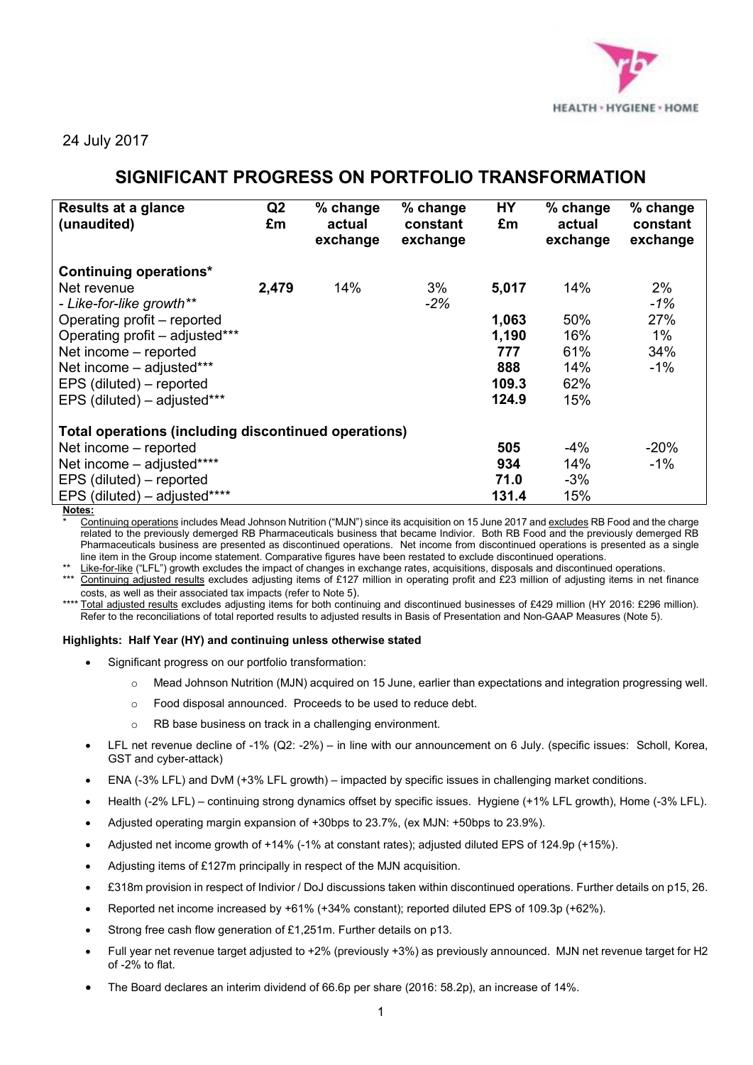24 July 2017

# SIGNIFICANT PROGRESS ON PORTFOLIO TRANSFORMATION

| Results at a glance (unaudited) | Q2 £m | % change actual exchange | % change constant exchange | HY £m | % change actual exchange | % change constant exchange |
|---|---|---|---|---|---|---|
| **Continuing operations*** | | | | | | |
| Net revenue | **2,479** | 14% | 3% | **5,017** | 14% | 2% |
| *- Like-for-like growth*** | | | *-2%* | | | *-1%* |
| Operating profit – reported | | | | **1,063** | 50% | 27% |
| Operating profit – adjusted*** | | | | **1,190** | 16% | 1% |
| Net income – reported | | | | **777** | 61% | 34% |
| Net income – adjusted*** | | | | **888** | 14% | -1% |
| EPS (diluted) – reported | | | | **109.3** | 62% | |
| EPS (diluted) – adjusted*** | | | | **124.9** | 15% | |
| **Total operations (including discontinued operations)** | | | | | | |
| Net income – reported | | | | **505** | -4% | -20% |
| Net income – adjusted**** | | | | **934** | 14% | -1% |
| EPS (diluted) – reported | | | | **71.0** | -3% | |
| EPS (diluted) – adjusted**** | | | | **131.4** | 15% | |

**Notes:**

\* Continuing operations includes Mead Johnson Nutrition ("MJN") since its acquisition on 15 June 2017 and excludes RB Food and the charge related to the previously demerged RB Pharmaceuticals business that became Indivior. Both RB Food and the previously demerged RB Pharmaceuticals business are presented as discontinued operations. Net income from discontinued operations is presented as a single line item in the Group income statement. Comparative figures have been restated to exclude discontinued operations.

** Like-for-like ("LFL") growth excludes the impact of changes in exchange rates, acquisitions, disposals and discontinued operations.

*** Continuing adjusted results excludes adjusting items of £127 million in operating profit and £23 million of adjusting items in net finance costs, as well as their associated tax impacts (refer to Note 5).

**** Total adjusted results excludes adjusting items for both continuing and discontinued businesses of £429 million (HY 2016: £296 million). Refer to the reconciliations of total reported results to adjusted results in Basis of Presentation and Non-GAAP Measures (Note 5).

**Highlights: Half Year (HY) and continuing unless otherwise stated**

- Significant progress on our portfolio transformation:
  - Mead Johnson Nutrition (MJN) acquired on 15 June, earlier than expectations and integration progressing well.
  - Food disposal announced. Proceeds to be used to reduce debt.
  - RB base business on track in a challenging environment.
- LFL net revenue decline of -1% (Q2: -2%) – in line with our announcement on 6 July. (specific issues: Scholl, Korea, GST and cyber-attack)
- ENA (-3% LFL) and DvM (+3% LFL growth) – impacted by specific issues in challenging market conditions.
- Health (-2% LFL) – continuing strong dynamics offset by specific issues. Hygiene (+1% LFL growth), Home (-3% LFL).
- Adjusted operating margin expansion of +30bps to 23.7%, (ex MJN: +50bps to 23.9%).
- Adjusted net income growth of +14% (-1% at constant rates); adjusted diluted EPS of 124.9p (+15%).
- Adjusting items of £127m principally in respect of the MJN acquisition.
- £318m provision in respect of Indivior / DoJ discussions taken within discontinued operations. Further details on p15, 26.
- Reported net income increased by +61% (+34% constant); reported diluted EPS of 109.3p (+62%).
- Strong free cash flow generation of £1,251m. Further details on p13.
- Full year net revenue target adjusted to +2% (previously +3%) as previously announced. MJN net revenue target for H2 of -2% to flat.
- The Board declares an interim dividend of 66.6p per share (2016: 58.2p), an increase of 14%.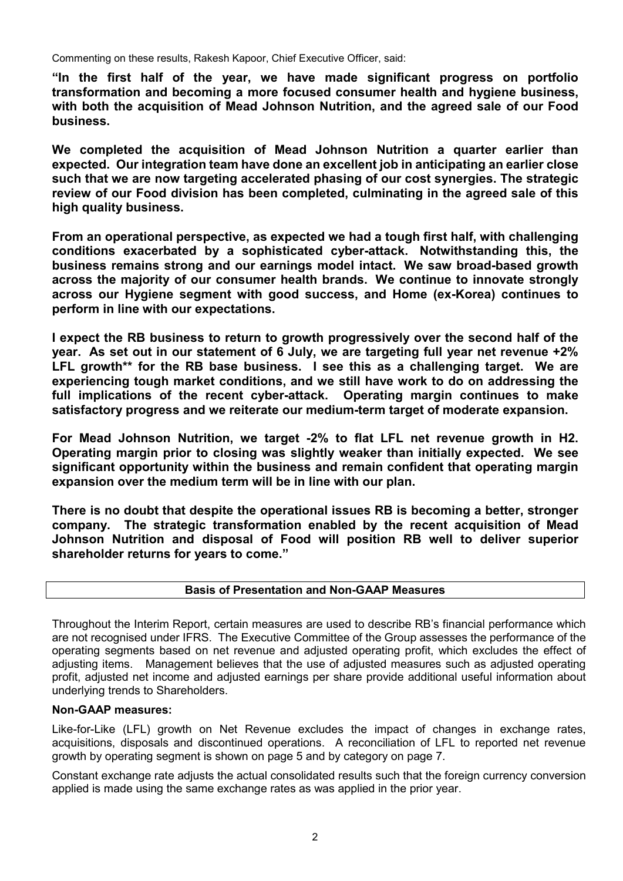Commenting on these results, Rakesh Kapoor, Chief Executive Officer, said:

**"In the first half of the year, we have made significant progress on portfolio transformation and becoming a more focused consumer health and hygiene business, with both the acquisition of Mead Johnson Nutrition, and the agreed sale of our Food business.**

**We completed the acquisition of Mead Johnson Nutrition a quarter earlier than expected. Our integration team have done an excellent job in anticipating an earlier close such that we are now targeting accelerated phasing of our cost synergies. The strategic review of our Food division has been completed, culminating in the agreed sale of this high quality business.**

**From an operational perspective, as expected we had a tough first half, with challenging conditions exacerbated by a sophisticated cyber-attack. Notwithstanding this, the business remains strong and our earnings model intact. We saw broad-based growth across the majority of our consumer health brands. We continue to innovate strongly across our Hygiene segment with good success, and Home (ex-Korea) continues to perform in line with our expectations.**

**I expect the RB business to return to growth progressively over the second half of the year. As set out in our statement of 6 July, we are targeting full year net revenue +2% LFL growth\*\* for the RB base business. I see this as a challenging target. We are experiencing tough market conditions, and we still have work to do on addressing the full implications of the recent cyber-attack. Operating margin continues to make satisfactory progress and we reiterate our medium-term target of moderate expansion.**

**For Mead Johnson Nutrition, we target -2% to flat LFL net revenue growth in H2. Operating margin prior to closing was slightly weaker than initially expected. We see significant opportunity within the business and remain confident that operating margin expansion over the medium term will be in line with our plan.**

**There is no doubt that despite the operational issues RB is becoming a better, stronger company. The strategic transformation enabled by the recent acquisition of Mead Johnson Nutrition and disposal of Food will position RB well to deliver superior shareholder returns for years to come."**

## Basis of Presentation and Non-GAAP Measures

Throughout the Interim Report, certain measures are used to describe RB's financial performance which are not recognised under IFRS. The Executive Committee of the Group assesses the performance of the operating segments based on net revenue and adjusted operating profit, which excludes the effect of adjusting items. Management believes that the use of adjusted measures such as adjusted operating profit, adjusted net income and adjusted earnings per share provide additional useful information about underlying trends to Shareholders.

**Non-GAAP measures:**

Like-for-Like (LFL) growth on Net Revenue excludes the impact of changes in exchange rates, acquisitions, disposals and discontinued operations. A reconciliation of LFL to reported net revenue growth by operating segment is shown on page 5 and by category on page 7.

Constant exchange rate adjusts the actual consolidated results such that the foreign currency conversion applied is made using the same exchange rates as was applied in the prior year.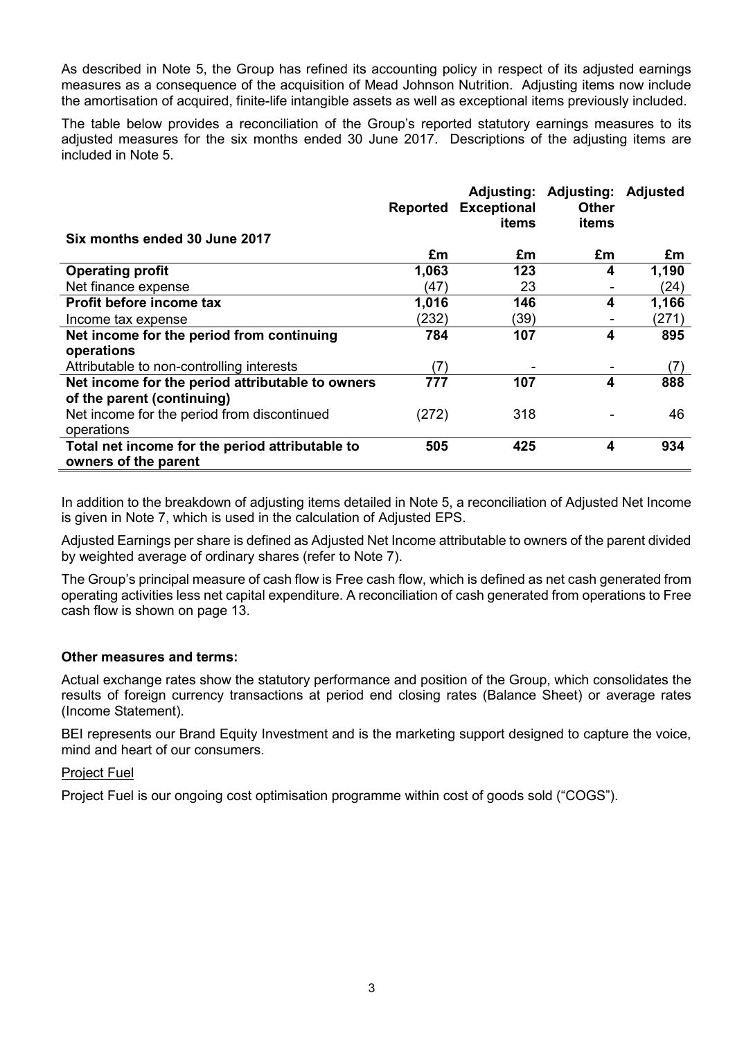As described in Note 5, the Group has refined its accounting policy in respect of its adjusted earnings measures as a consequence of the acquisition of Mead Johnson Nutrition. Adjusting items now include the amortisation of acquired, finite-life intangible assets as well as exceptional items previously included.

The table below provides a reconciliation of the Group's reported statutory earnings measures to its adjusted measures for the six months ended 30 June 2017. Descriptions of the adjusting items are included in Note 5.

| Six months ended 30 June 2017 | Reported | Adjusting: Exceptional items | Adjusting: Other items | Adjusted |
|---|---|---|---|---|
| | £m | £m | £m | £m |
| **Operating profit** | **1,063** | **123** | **4** | **1,190** |
| Net finance expense | (47) | 23 | - | (24) |
| **Profit before income tax** | **1,016** | **146** | **4** | **1,166** |
| Income tax expense | (232) | (39) | - | (271) |
| **Net income for the period from continuing operations** | **784** | **107** | **4** | **895** |
| Attributable to non-controlling interests | (7) | - | - | (7) |
| **Net income for the period attributable to owners of the parent (continuing)** | **777** | **107** | **4** | **888** |
| Net income for the period from discontinued operations | (272) | 318 | - | 46 |
| **Total net income for the period attributable to owners of the parent** | **505** | **425** | **4** | **934** |

In addition to the breakdown of adjusting items detailed in Note 5, a reconciliation of Adjusted Net Income is given in Note 7, which is used in the calculation of Adjusted EPS.

Adjusted Earnings per share is defined as Adjusted Net Income attributable to owners of the parent divided by weighted average of ordinary shares (refer to Note 7).

The Group's principal measure of cash flow is Free cash flow, which is defined as net cash generated from operating activities less net capital expenditure. A reconciliation of cash generated from operations to Free cash flow is shown on page 13.

**Other measures and terms:**

Actual exchange rates show the statutory performance and position of the Group, which consolidates the results of foreign currency transactions at period end closing rates (Balance Sheet) or average rates (Income Statement).

BEI represents our Brand Equity Investment and is the marketing support designed to capture the voice, mind and heart of our consumers.

Project Fuel

Project Fuel is our ongoing cost optimisation programme within cost of goods sold ("COGS").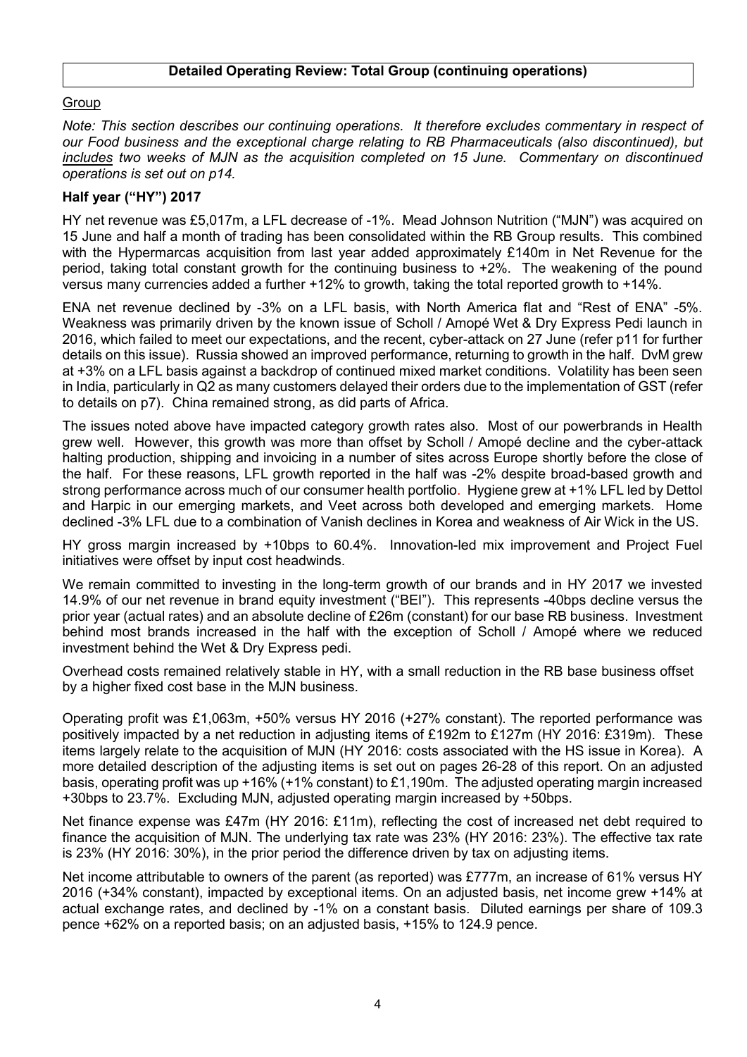**Detailed Operating Review: Total Group (continuing operations)**

Group

*Note: This section describes our continuing operations. It therefore excludes commentary in respect of our Food business and the exceptional charge relating to RB Pharmaceuticals (also discontinued), but includes two weeks of MJN as the acquisition completed on 15 June. Commentary on discontinued operations is set out on p14.*

### Half year ("HY") 2017

HY net revenue was £5,017m, a LFL decrease of -1%. Mead Johnson Nutrition ("MJN") was acquired on 15 June and half a month of trading has been consolidated within the RB Group results. This combined with the Hypermarcas acquisition from last year added approximately £140m in Net Revenue for the period, taking total constant growth for the continuing business to +2%. The weakening of the pound versus many currencies added a further +12% to growth, taking the total reported growth to +14%.

ENA net revenue declined by -3% on a LFL basis, with North America flat and "Rest of ENA" -5%. Weakness was primarily driven by the known issue of Scholl / Amopé Wet & Dry Express Pedi launch in 2016, which failed to meet our expectations, and the recent, cyber-attack on 27 June (refer p11 for further details on this issue). Russia showed an improved performance, returning to growth in the half. DvM grew at +3% on a LFL basis against a backdrop of continued mixed market conditions. Volatility has been seen in India, particularly in Q2 as many customers delayed their orders due to the implementation of GST (refer to details on p7). China remained strong, as did parts of Africa.

The issues noted above have impacted category growth rates also. Most of our powerbrands in Health grew well. However, this growth was more than offset by Scholl / Amopé decline and the cyber-attack halting production, shipping and invoicing in a number of sites across Europe shortly before the close of the half. For these reasons, LFL growth reported in the half was -2% despite broad-based growth and strong performance across much of our consumer health portfolio. Hygiene grew at +1% LFL led by Dettol and Harpic in our emerging markets, and Veet across both developed and emerging markets. Home declined -3% LFL due to a combination of Vanish declines in Korea and weakness of Air Wick in the US.

HY gross margin increased by +10bps to 60.4%. Innovation-led mix improvement and Project Fuel initiatives were offset by input cost headwinds.

We remain committed to investing in the long-term growth of our brands and in HY 2017 we invested 14.9% of our net revenue in brand equity investment ("BEI"). This represents -40bps decline versus the prior year (actual rates) and an absolute decline of £26m (constant) for our base RB business. Investment behind most brands increased in the half with the exception of Scholl / Amopé where we reduced investment behind the Wet & Dry Express pedi.

Overhead costs remained relatively stable in HY, with a small reduction in the RB base business offset by a higher fixed cost base in the MJN business.

Operating profit was £1,063m, +50% versus HY 2016 (+27% constant). The reported performance was positively impacted by a net reduction in adjusting items of £192m to £127m (HY 2016: £319m). These items largely relate to the acquisition of MJN (HY 2016: costs associated with the HS issue in Korea). A more detailed description of the adjusting items is set out on pages 26-28 of this report. On an adjusted basis, operating profit was up +16% (+1% constant) to £1,190m. The adjusted operating margin increased +30bps to 23.7%. Excluding MJN, adjusted operating margin increased by +50bps.

Net finance expense was £47m (HY 2016: £11m), reflecting the cost of increased net debt required to finance the acquisition of MJN. The underlying tax rate was 23% (HY 2016: 23%). The effective tax rate is 23% (HY 2016: 30%), in the prior period the difference driven by tax on adjusting items.

Net income attributable to owners of the parent (as reported) was £777m, an increase of 61% versus HY 2016 (+34% constant), impacted by exceptional items. On an adjusted basis, net income grew +14% at actual exchange rates, and declined by -1% on a constant basis. Diluted earnings per share of 109.3 pence +62% on a reported basis; on an adjusted basis, +15% to 124.9 pence.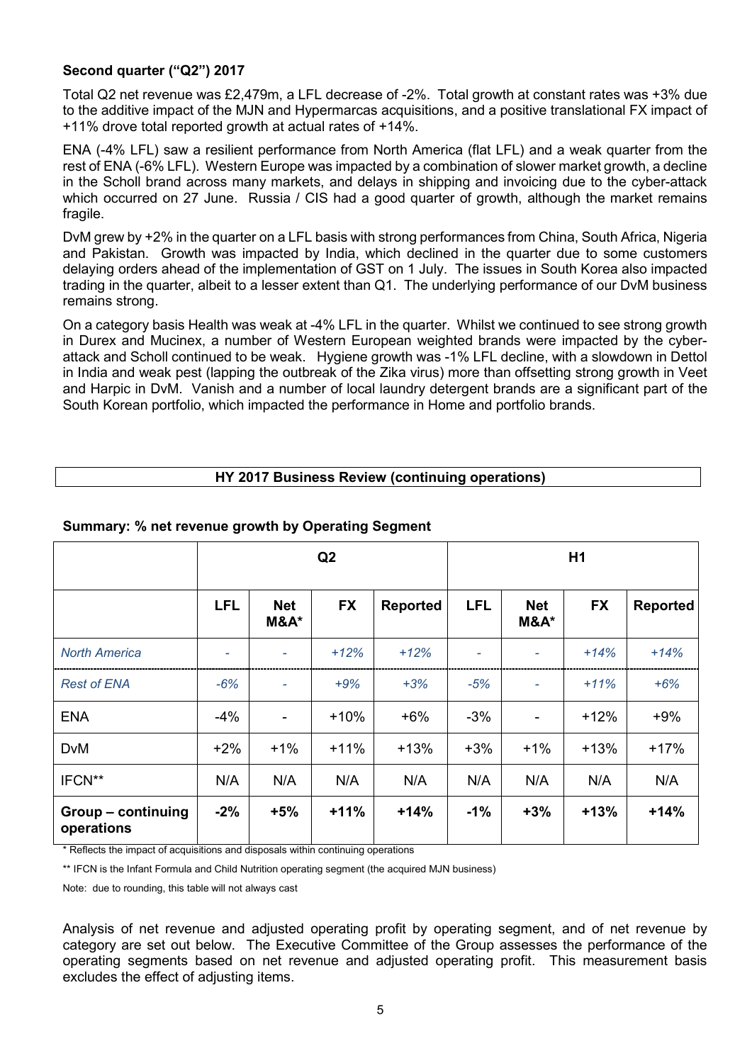### Second quarter ("Q2") 2017

Total Q2 net revenue was £2,479m, a LFL decrease of -2%. Total growth at constant rates was +3% due to the additive impact of the MJN and Hypermarcas acquisitions, and a positive translational FX impact of +11% drove total reported growth at actual rates of +14%.

ENA (-4% LFL) saw a resilient performance from North America (flat LFL) and a weak quarter from the rest of ENA (-6% LFL). Western Europe was impacted by a combination of slower market growth, a decline in the Scholl brand across many markets, and delays in shipping and invoicing due to the cyber-attack which occurred on 27 June. Russia / CIS had a good quarter of growth, although the market remains fragile.

DvM grew by +2% in the quarter on a LFL basis with strong performances from China, South Africa, Nigeria and Pakistan. Growth was impacted by India, which declined in the quarter due to some customers delaying orders ahead of the implementation of GST on 1 July. The issues in South Korea also impacted trading in the quarter, albeit to a lesser extent than Q1. The underlying performance of our DvM business remains strong.

On a category basis Health was weak at -4% LFL in the quarter. Whilst we continued to see strong growth in Durex and Mucinex, a number of Western European weighted brands were impacted by the cyber-attack and Scholl continued to be weak. Hygiene growth was -1% LFL decline, with a slowdown in Dettol in India and weak pest (lapping the outbreak of the Zika virus) more than offsetting strong growth in Veet and Harpic in DvM. Vanish and a number of local laundry detergent brands are a significant part of the South Korean portfolio, which impacted the performance in Home and portfolio brands.

## HY 2017 Business Review (continuing operations)

### Summary: % net revenue growth by Operating Segment

| | Q2 | | | | H1 | | | |
|---|---|---|---|---|---|---|---|---|
| | **LFL** | **Net M&A*** | **FX** | **Reported** | **LFL** | **Net M&A*** | **FX** | **Reported** |
| *North America* | - | - | *+12%* | *+12%* | - | - | *+14%* | *+14%* |
| *Rest of ENA* | *-6%* | - | *+9%* | *+3%* | *-5%* | - | *+11%* | *+6%* |
| ENA | -4% | - | +10% | +6% | -3% | - | +12% | +9% |
| DvM | +2% | +1% | +11% | +13% | +3% | +1% | +13% | +17% |
| IFCN** | N/A | N/A | N/A | N/A | N/A | N/A | N/A | N/A |
| **Group – continuing operations** | **-2%** | **+5%** | **+11%** | **+14%** | **-1%** | **+3%** | **+13%** | **+14%** |

\* Reflects the impact of acquisitions and disposals within continuing operations

\*\* IFCN is the Infant Formula and Child Nutrition operating segment (the acquired MJN business)

Note: due to rounding, this table will not always cast

Analysis of net revenue and adjusted operating profit by operating segment, and of net revenue by category are set out below. The Executive Committee of the Group assesses the performance of the operating segments based on net revenue and adjusted operating profit. This measurement basis excludes the effect of adjusting items.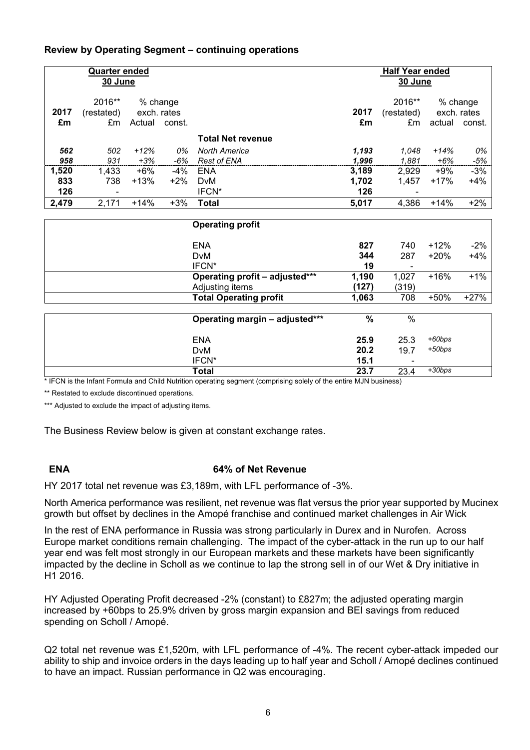**Review by Operating Segment – continuing operations**

| Quarter ended 30 June | | | | | Half Year ended 30 June | | | |
|---|---|---|---|---|---|---|---|---|
| 2017 £m | 2016** (restated) £m | % change exch. rates Actual | % change exch. rates const. | | 2017 £m | 2016** (restated) £m | % change exch. rates actual | % change exch. rates const. |
| | | | | **Total Net revenue** | | | | |
| *562* | *502* | *+12%* | *0%* | *North America* | ***1,193*** | *1,048* | *+14%* | *0%* |
| *958* | *931* | *+3%* | *-6%* | *Rest of ENA* | ***1,996*** | *1,881* | *+6%* | *-5%* |
| **1,520** | 1,433 | +6% | -4% | ENA | **3,189** | 2,929 | +9% | -3% |
| **833** | 738 | +13% | +2% | DvM | **1,702** | 1,457 | +17% | +4% |
| **126** | - | | | IFCN* | **126** | - | | |
| **2,479** | 2,171 | +14% | +3% | **Total** | **5,017** | 4,386 | +14% | +2% |
| | | | | **Operating profit** | | | | |
| | | | | ENA | **827** | 740 | +12% | -2% |
| | | | | DvM | **344** | 287 | +20% | +4% |
| | | | | IFCN* | **19** | - | | |
| | | | | **Operating profit – adjusted*** ** | **1,190** | 1,027 | +16% | +1% |
| | | | | Adjusting items | **(127)** | (319) | | |
| | | | | **Total Operating profit** | **1,063** | 708 | +50% | +27% |
| | | | | **Operating margin – adjusted*** ** | **%** | % | | |
| | | | | ENA | **25.9** | 25.3 | *+60bps* | |
| | | | | DvM | **20.2** | 19.7 | *+50bps* | |
| | | | | IFCN* | **15.1** | - | | |
| | | | | **Total** | **23.7** | 23.4 | *+30bps* | |

\* IFCN is the Infant Formula and Child Nutrition operating segment (comprising solely of the entire MJN business)

** Restated to exclude discontinued operations.

*** Adjusted to exclude the impact of adjusting items.

The Business Review below is given at constant exchange rates.

**ENA 64% of Net Revenue**

HY 2017 total net revenue was £3,189m, with LFL performance of -3%.

North America performance was resilient, net revenue was flat versus the prior year supported by Mucinex growth but offset by declines in the Amopé franchise and continued market challenges in Air Wick

In the rest of ENA performance in Russia was strong particularly in Durex and in Nurofen. Across Europe market conditions remain challenging. The impact of the cyber-attack in the run up to our half year end was felt most strongly in our European markets and these markets have been significantly impacted by the decline in Scholl as we continue to lap the strong sell in of our Wet & Dry initiative in H1 2016.

HY Adjusted Operating Profit decreased -2% (constant) to £827m; the adjusted operating margin increased by +60bps to 25.9% driven by gross margin expansion and BEI savings from reduced spending on Scholl / Amopé.

Q2 total net revenue was £1,520m, with LFL performance of -4%. The recent cyber-attack impeded our ability to ship and invoice orders in the days leading up to half year and Scholl / Amopé declines continued to have an impact. Russian performance in Q2 was encouraging.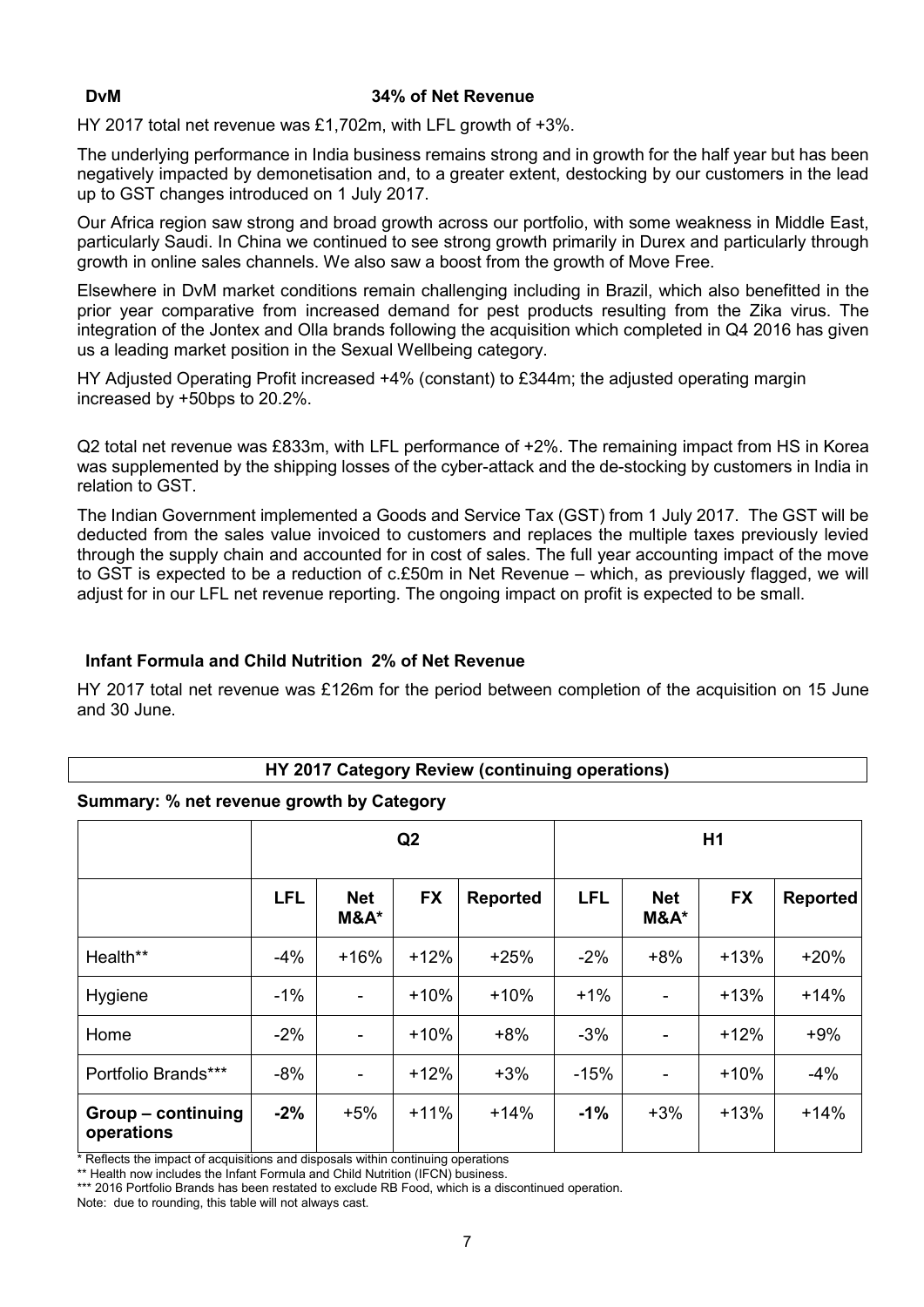**DvM** **34% of Net Revenue**

HY 2017 total net revenue was £1,702m, with LFL growth of +3%.

The underlying performance in India business remains strong and in growth for the half year but has been negatively impacted by demonetisation and, to a greater extent, destocking by our customers in the lead up to GST changes introduced on 1 July 2017.

Our Africa region saw strong and broad growth across our portfolio, with some weakness in Middle East, particularly Saudi. In China we continued to see strong growth primarily in Durex and particularly through growth in online sales channels. We also saw a boost from the growth of Move Free.

Elsewhere in DvM market conditions remain challenging including in Brazil, which also benefitted in the prior year comparative from increased demand for pest products resulting from the Zika virus. The integration of the Jontex and Olla brands following the acquisition which completed in Q4 2016 has given us a leading market position in the Sexual Wellbeing category.

HY Adjusted Operating Profit increased +4% (constant) to £344m; the adjusted operating margin increased by +50bps to 20.2%.

Q2 total net revenue was £833m, with LFL performance of +2%. The remaining impact from HS in Korea was supplemented by the shipping losses of the cyber-attack and the de-stocking by customers in India in relation to GST.

The Indian Government implemented a Goods and Service Tax (GST) from 1 July 2017. The GST will be deducted from the sales value invoiced to customers and replaces the multiple taxes previously levied through the supply chain and accounted for in cost of sales. The full year accounting impact of the move to GST is expected to be a reduction of c.£50m in Net Revenue – which, as previously flagged, we will adjust for in our LFL net revenue reporting. The ongoing impact on profit is expected to be small.

**Infant Formula and Child Nutrition 2% of Net Revenue**

HY 2017 total net revenue was £126m for the period between completion of the acquisition on 15 June and 30 June.

## HY 2017 Category Review (continuing operations)

**Summary: % net revenue growth by Category**

| | Q2 | | | | H1 | | | |
|---|---|---|---|---|---|---|---|---|
| | **LFL** | **Net M&A*** | **FX** | **Reported** | **LFL** | **Net M&A*** | **FX** | **Reported** |
| Health** | -4% | +16% | +12% | +25% | -2% | +8% | +13% | +20% |
| Hygiene | -1% | - | +10% | +10% | +1% | - | +13% | +14% |
| Home | -2% | - | +10% | +8% | -3% | - | +12% | +9% |
| Portfolio Brands*** | -8% | - | +12% | +3% | -15% | - | +10% | -4% |
| **Group – continuing operations** | **-2%** | +5% | +11% | +14% | **-1%** | +3% | +13% | +14% |

\* Reflects the impact of acquisitions and disposals within continuing operations

** Health now includes the Infant Formula and Child Nutrition (IFCN) business.

*** 2016 Portfolio Brands has been restated to exclude RB Food, which is a discontinued operation.

Note: due to rounding, this table will not always cast.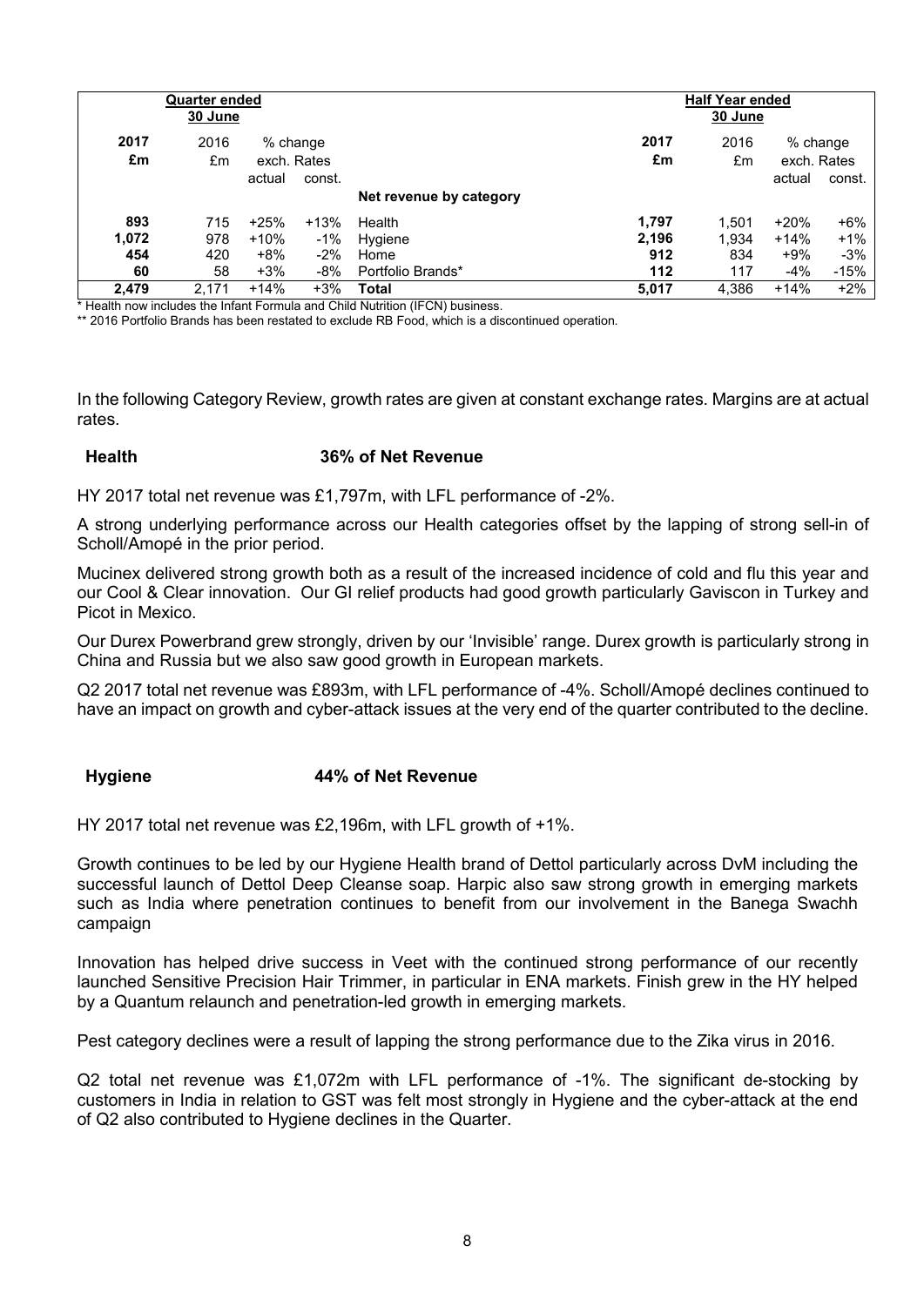| Quarter ended 30 June | | | | | Half Year ended 30 June | | | |
|---|---|---|---|---|---|---|---|---|
| **2017** | 2016 | % change | | | **2017** | 2016 | % change | |
| **£m** | £m | exch. Rates | | | **£m** | £m | exch. Rates | |
| | | actual | const. | | | | actual | const. |
| | | | | **Net revenue by category** | | | | |
| **893** | 715 | +25% | +13% | Health | **1,797** | 1,501 | +20% | +6% |
| **1,072** | 978 | +10% | -1% | Hygiene | **2,196** | 1,934 | +14% | +1% |
| **454** | 420 | +8% | -2% | Home | **912** | 834 | +9% | -3% |
| **60** | 58 | +3% | -8% | Portfolio Brands* | **112** | 117 | -4% | -15% |
| **2,479** | 2,171 | +14% | +3% | **Total** | **5,017** | 4,386 | +14% | +2% |

\* Health now includes the Infant Formula and Child Nutrition (IFCN) business.

** 2016 Portfolio Brands has been restated to exclude RB Food, which is a discontinued operation.

In the following Category Review, growth rates are given at constant exchange rates. Margins are at actual rates.

## Health 36% of Net Revenue

HY 2017 total net revenue was £1,797m, with LFL performance of -2%.

A strong underlying performance across our Health categories offset by the lapping of strong sell-in of Scholl/Amopé in the prior period.

Mucinex delivered strong growth both as a result of the increased incidence of cold and flu this year and our Cool & Clear innovation. Our GI relief products had good growth particularly Gaviscon in Turkey and Picot in Mexico.

Our Durex Powerbrand grew strongly, driven by our 'Invisible' range. Durex growth is particularly strong in China and Russia but we also saw good growth in European markets.

Q2 2017 total net revenue was £893m, with LFL performance of -4%. Scholl/Amopé declines continued to have an impact on growth and cyber-attack issues at the very end of the quarter contributed to the decline.

## Hygiene 44% of Net Revenue

HY 2017 total net revenue was £2,196m, with LFL growth of +1%.

Growth continues to be led by our Hygiene Health brand of Dettol particularly across DvM including the successful launch of Dettol Deep Cleanse soap. Harpic also saw strong growth in emerging markets such as India where penetration continues to benefit from our involvement in the Banega Swachh campaign

Innovation has helped drive success in Veet with the continued strong performance of our recently launched Sensitive Precision Hair Trimmer, in particular in ENA markets. Finish grew in the HY helped by a Quantum relaunch and penetration-led growth in emerging markets.

Pest category declines were a result of lapping the strong performance due to the Zika virus in 2016.

Q2 total net revenue was £1,072m with LFL performance of -1%. The significant de-stocking by customers in India in relation to GST was felt most strongly in Hygiene and the cyber-attack at the end of Q2 also contributed to Hygiene declines in the Quarter.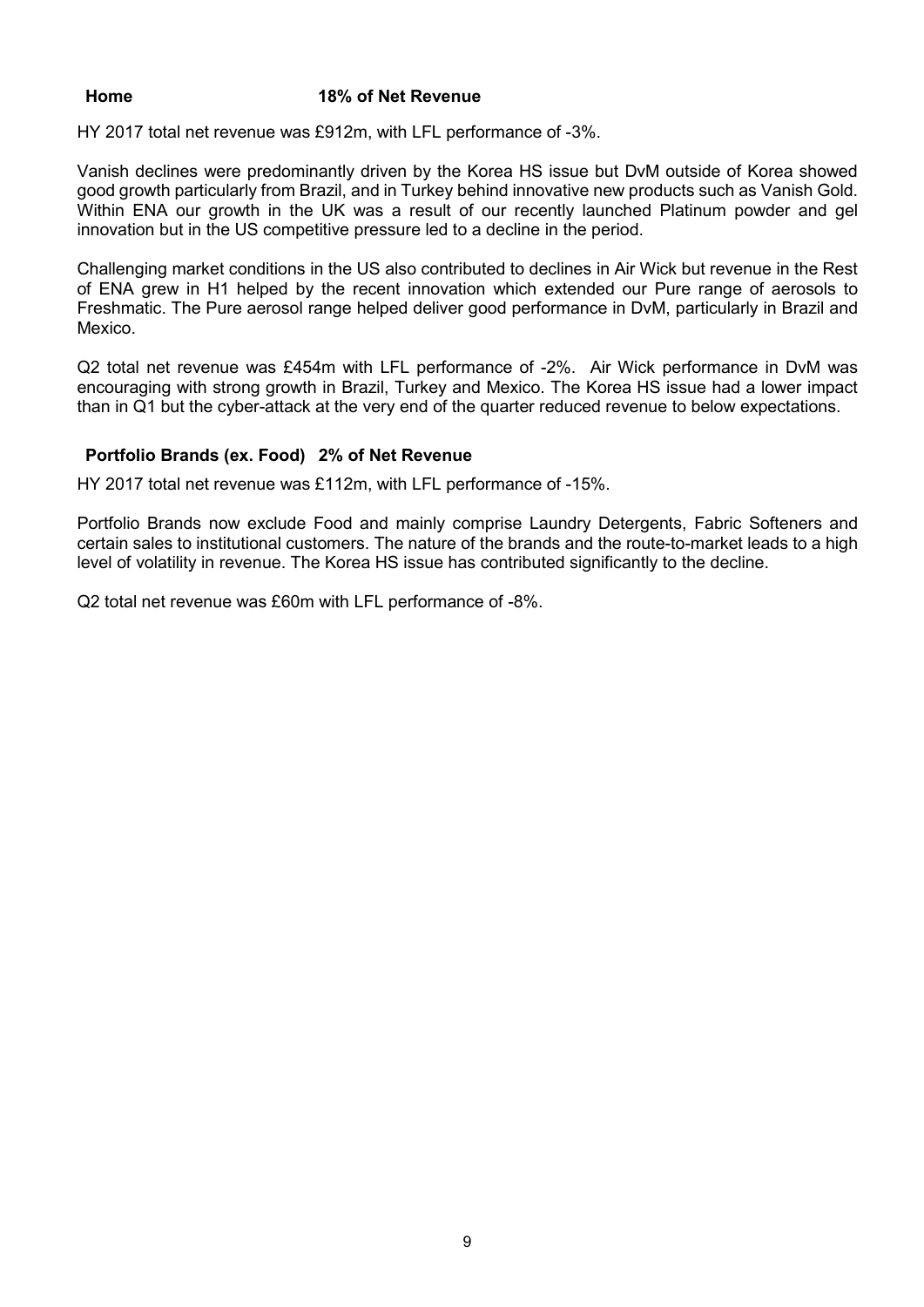### Home 18% of Net Revenue

HY 2017 total net revenue was £912m, with LFL performance of -3%.

Vanish declines were predominantly driven by the Korea HS issue but DvM outside of Korea showed good growth particularly from Brazil, and in Turkey behind innovative new products such as Vanish Gold. Within ENA our growth in the UK was a result of our recently launched Platinum powder and gel innovation but in the US competitive pressure led to a decline in the period.

Challenging market conditions in the US also contributed to declines in Air Wick but revenue in the Rest of ENA grew in H1 helped by the recent innovation which extended our Pure range of aerosols to Freshmatic. The Pure aerosol range helped deliver good performance in DvM, particularly in Brazil and Mexico.

Q2 total net revenue was £454m with LFL performance of -2%. Air Wick performance in DvM was encouraging with strong growth in Brazil, Turkey and Mexico. The Korea HS issue had a lower impact than in Q1 but the cyber-attack at the very end of the quarter reduced revenue to below expectations.

### Portfolio Brands (ex. Food) 2% of Net Revenue

HY 2017 total net revenue was £112m, with LFL performance of -15%.

Portfolio Brands now exclude Food and mainly comprise Laundry Detergents, Fabric Softeners and certain sales to institutional customers. The nature of the brands and the route-to-market leads to a high level of volatility in revenue. The Korea HS issue has contributed significantly to the decline.

Q2 total net revenue was £60m with LFL performance of -8%.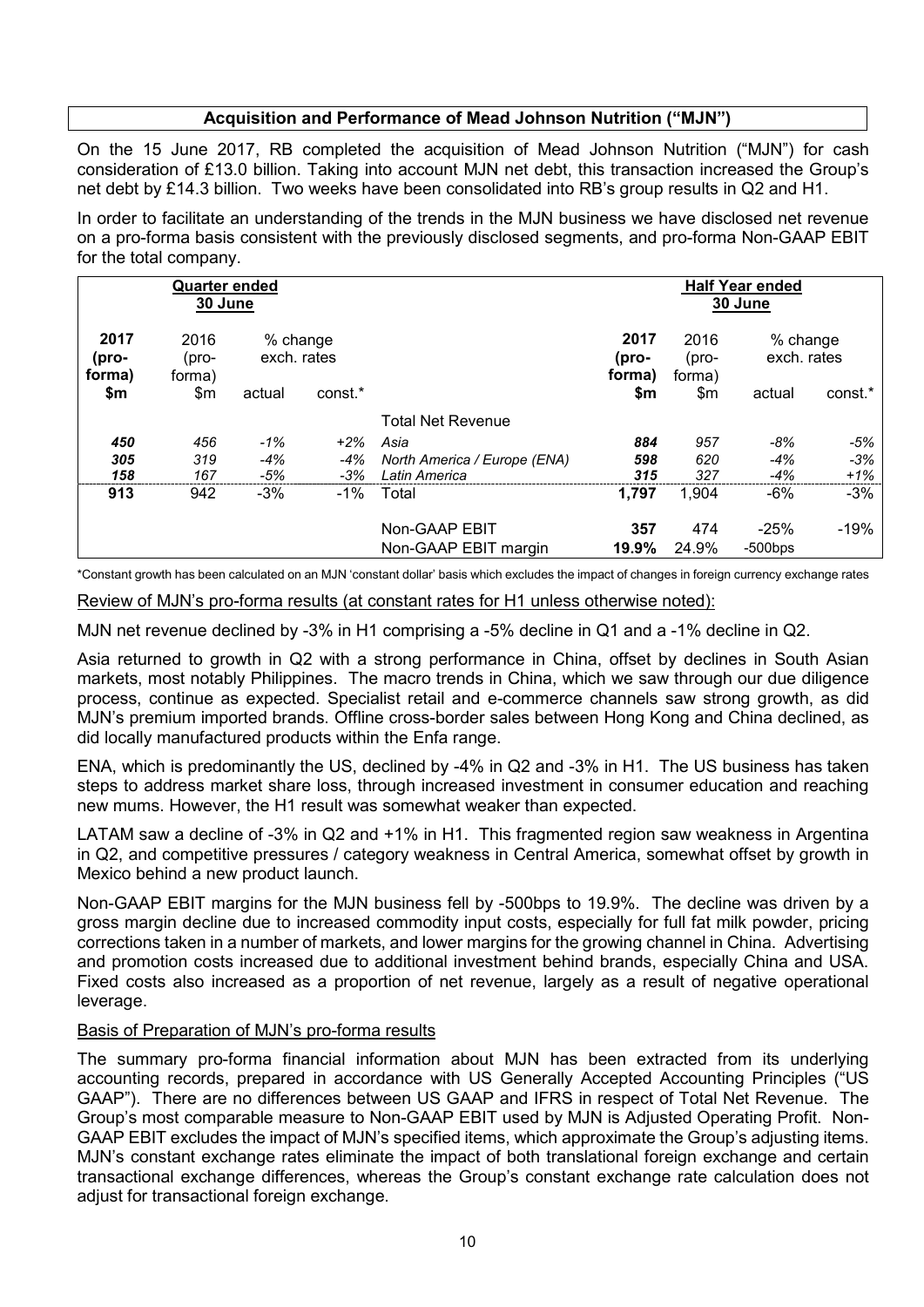## Acquisition and Performance of Mead Johnson Nutrition ("MJN")

On the 15 June 2017, RB completed the acquisition of Mead Johnson Nutrition ("MJN") for cash consideration of £13.0 billion. Taking into account MJN net debt, this transaction increased the Group's net debt by £14.3 billion. Two weeks have been consolidated into RB's group results in Q2 and H1.

In order to facilitate an understanding of the trends in the MJN business we have disclosed net revenue on a pro-forma basis consistent with the previously disclosed segments, and pro-forma Non-GAAP EBIT for the total company.

| Quarter ended 30 June | | | | | Half Year ended 30 June | | | |
|---|---|---|---|---|---|---|---|---|
| **2017 (pro-forma)** | 2016 (pro-forma) | % change exch. rates | | | **2017 (pro-forma)** | 2016 (pro-forma) | % change exch. rates | |
| **$m** | $m | actual | const.* | | **$m** | $m | actual | const.* |
| | | | | Total Net Revenue | | | | |
| ***450*** | *456* | *-1%* | *+2%* | *Asia* | ***884*** | *957* | *-8%* | *-5%* |
| ***305*** | *319* | *-4%* | *-4%* | *North America / Europe (ENA)* | ***598*** | *620* | *-4%* | *-3%* |
| ***158*** | *167* | *-5%* | *-3%* | *Latin America* | ***315*** | *327* | *-4%* | *+1%* |
| **913** | 942 | -3% | -1% | Total | **1,797** | 1,904 | -6% | -3% |
| | | | | Non-GAAP EBIT | **357** | 474 | -25% | -19% |
| | | | | Non-GAAP EBIT margin | **19.9%** | 24.9% | -500bps | |

*Constant growth has been calculated on an MJN 'constant dollar' basis which excludes the impact of changes in foreign currency exchange rates

Review of MJN's pro-forma results (at constant rates for H1 unless otherwise noted):

MJN net revenue declined by -3% in H1 comprising a -5% decline in Q1 and a -1% decline in Q2.

Asia returned to growth in Q2 with a strong performance in China, offset by declines in South Asian markets, most notably Philippines. The macro trends in China, which we saw through our due diligence process, continue as expected. Specialist retail and e-commerce channels saw strong growth, as did MJN's premium imported brands. Offline cross-border sales between Hong Kong and China declined, as did locally manufactured products within the Enfa range.

ENA, which is predominantly the US, declined by -4% in Q2 and -3% in H1. The US business has taken steps to address market share loss, through increased investment in consumer education and reaching new mums. However, the H1 result was somewhat weaker than expected.

LATAM saw a decline of -3% in Q2 and +1% in H1. This fragmented region saw weakness in Argentina in Q2, and competitive pressures / category weakness in Central America, somewhat offset by growth in Mexico behind a new product launch.

Non-GAAP EBIT margins for the MJN business fell by -500bps to 19.9%. The decline was driven by a gross margin decline due to increased commodity input costs, especially for full fat milk powder, pricing corrections taken in a number of markets, and lower margins for the growing channel in China. Advertising and promotion costs increased due to additional investment behind brands, especially China and USA. Fixed costs also increased as a proportion of net revenue, largely as a result of negative operational leverage.

Basis of Preparation of MJN's pro-forma results

The summary pro-forma financial information about MJN has been extracted from its underlying accounting records, prepared in accordance with US Generally Accepted Accounting Principles ("US GAAP"). There are no differences between US GAAP and IFRS in respect of Total Net Revenue. The Group's most comparable measure to Non-GAAP EBIT used by MJN is Adjusted Operating Profit. Non-GAAP EBIT excludes the impact of MJN's specified items, which approximate the Group's adjusting items. MJN's constant exchange rates eliminate the impact of both translational foreign exchange and certain transactional exchange differences, whereas the Group's constant exchange rate calculation does not adjust for transactional foreign exchange.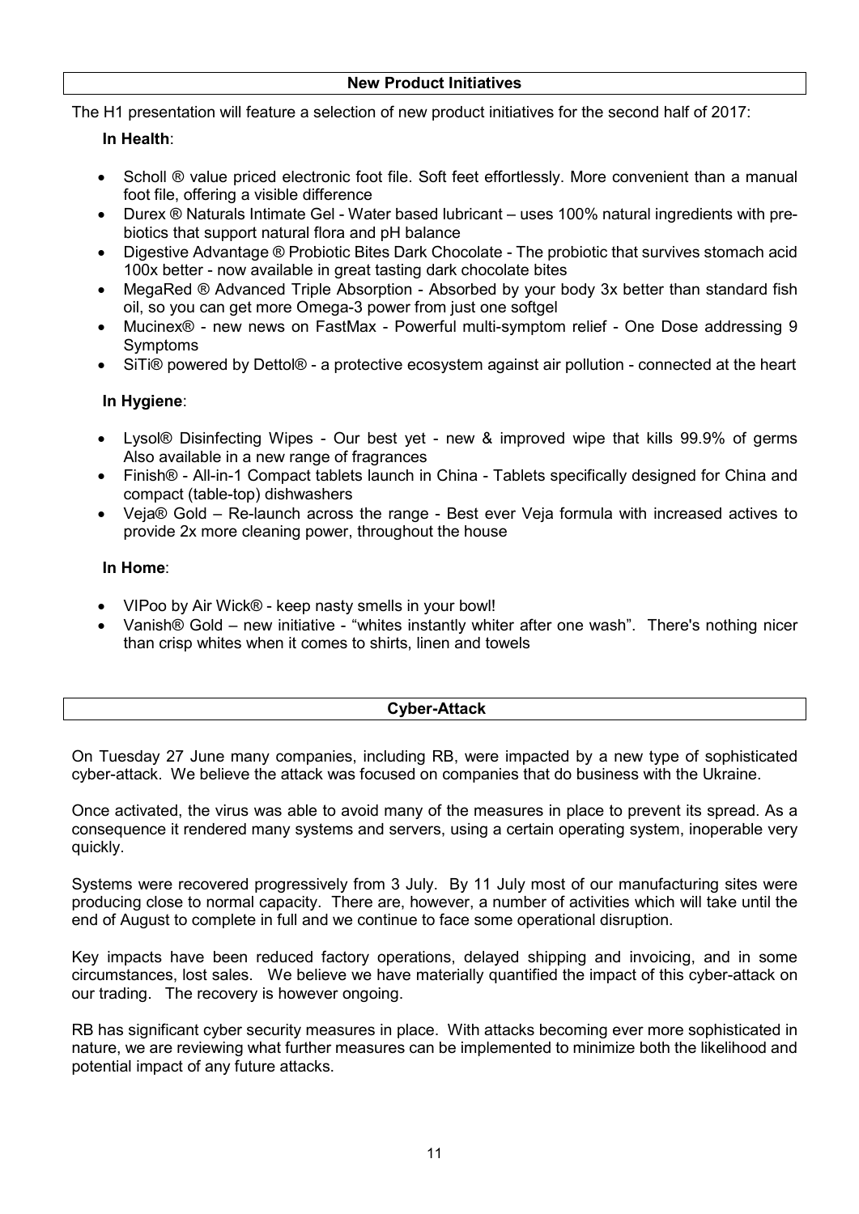## New Product Initiatives

The H1 presentation will feature a selection of new product initiatives for the second half of 2017:

**In Health**:

- Scholl ® value priced electronic foot file. Soft feet effortlessly. More convenient than a manual foot file, offering a visible difference
- Durex ® Naturals Intimate Gel - Water based lubricant – uses 100% natural ingredients with pre-biotics that support natural flora and pH balance
- Digestive Advantage ® Probiotic Bites Dark Chocolate - The probiotic that survives stomach acid 100x better - now available in great tasting dark chocolate bites
- MegaRed ® Advanced Triple Absorption - Absorbed by your body 3x better than standard fish oil, so you can get more Omega-3 power from just one softgel
- Mucinex® - new news on FastMax - Powerful multi-symptom relief - One Dose addressing 9 Symptoms
- SiTi® powered by Dettol® - a protective ecosystem against air pollution - connected at the heart

**In Hygiene**:

- Lysol® Disinfecting Wipes - Our best yet - new & improved wipe that kills 99.9% of germs Also available in a new range of fragrances
- Finish® - All-in-1 Compact tablets launch in China - Tablets specifically designed for China and compact (table-top) dishwashers
- Veja® Gold – Re-launch across the range - Best ever Veja formula with increased actives to provide 2x more cleaning power, throughout the house

**In Home**:

- VIPoo by Air Wick® - keep nasty smells in your bowl!
- Vanish® Gold – new initiative - "whites instantly whiter after one wash". There's nothing nicer than crisp whites when it comes to shirts, linen and towels

## Cyber-Attack

On Tuesday 27 June many companies, including RB, were impacted by a new type of sophisticated cyber-attack. We believe the attack was focused on companies that do business with the Ukraine.

Once activated, the virus was able to avoid many of the measures in place to prevent its spread. As a consequence it rendered many systems and servers, using a certain operating system, inoperable very quickly.

Systems were recovered progressively from 3 July. By 11 July most of our manufacturing sites were producing close to normal capacity. There are, however, a number of activities which will take until the end of August to complete in full and we continue to face some operational disruption.

Key impacts have been reduced factory operations, delayed shipping and invoicing, and in some circumstances, lost sales. We believe we have materially quantified the impact of this cyber-attack on our trading. The recovery is however ongoing.

RB has significant cyber security measures in place. With attacks becoming ever more sophisticated in nature, we are reviewing what further measures can be implemented to minimize both the likelihood and potential impact of any future attacks.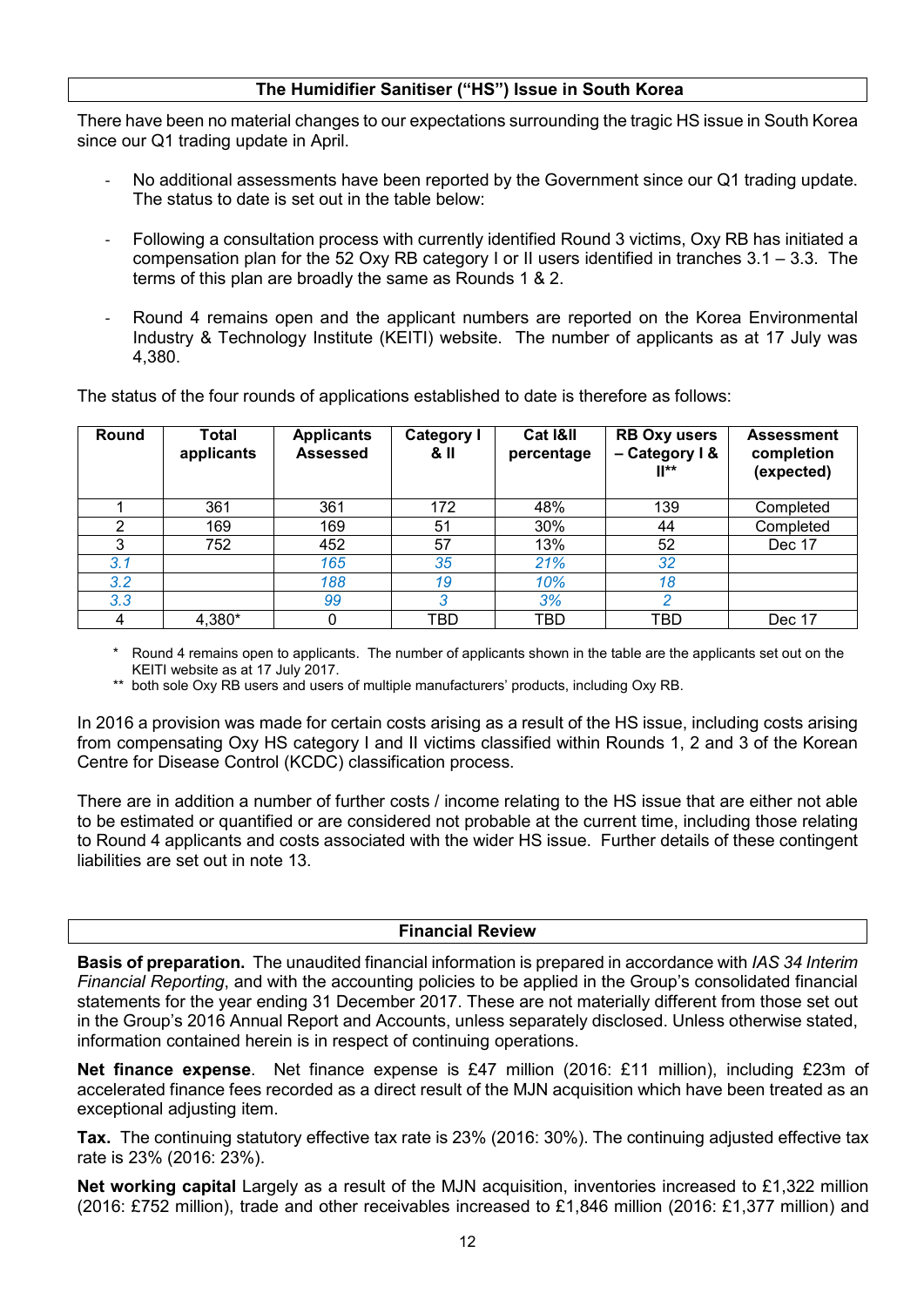## The Humidifier Sanitiser ("HS") Issue in South Korea

There have been no material changes to our expectations surrounding the tragic HS issue in South Korea since our Q1 trading update in April.

- No additional assessments have been reported by the Government since our Q1 trading update. The status to date is set out in the table below:
- Following a consultation process with currently identified Round 3 victims, Oxy RB has initiated a compensation plan for the 52 Oxy RB category I or II users identified in tranches 3.1 – 3.3. The terms of this plan are broadly the same as Rounds 1 & 2.
- Round 4 remains open and the applicant numbers are reported on the Korea Environmental Industry & Technology Institute (KEITI) website. The number of applicants as at 17 July was 4,380.

The status of the four rounds of applications established to date is therefore as follows:

| Round | Total applicants | Applicants Assessed | Category I & II | Cat I&II percentage | RB Oxy users – Category I & II** | Assessment completion (expected) |
|---|---|---|---|---|---|---|
| 1 | 361 | 361 | 172 | 48% | 139 | Completed |
| 2 | 169 | 169 | 51 | 30% | 44 | Completed |
| 3 | 752 | 452 | 57 | 13% | 52 | Dec 17 |
| *3.1* | | *165* | *35* | *21%* | *32* | |
| *3.2* | | *188* | *19* | *10%* | *18* | |
| *3.3* | | *99* | *3* | *3%* | *2* | |
| 4 | 4,380* | 0 | TBD | TBD | TBD | Dec 17 |

\* Round 4 remains open to applicants. The number of applicants shown in the table are the applicants set out on the KEITI website as at 17 July 2017.

\** both sole Oxy RB users and users of multiple manufacturers' products, including Oxy RB.

In 2016 a provision was made for certain costs arising as a result of the HS issue, including costs arising from compensating Oxy HS category I and II victims classified within Rounds 1, 2 and 3 of the Korean Centre for Disease Control (KCDC) classification process.

There are in addition a number of further costs / income relating to the HS issue that are either not able to be estimated or quantified or are considered not probable at the current time, including those relating to Round 4 applicants and costs associated with the wider HS issue. Further details of these contingent liabilities are set out in note 13.

## Financial Review

**Basis of preparation.** The unaudited financial information is prepared in accordance with *IAS 34 Interim Financial Reporting*, and with the accounting policies to be applied in the Group's consolidated financial statements for the year ending 31 December 2017. These are not materially different from those set out in the Group's 2016 Annual Report and Accounts, unless separately disclosed. Unless otherwise stated, information contained herein is in respect of continuing operations.

**Net finance expense**. Net finance expense is £47 million (2016: £11 million), including £23m of accelerated finance fees recorded as a direct result of the MJN acquisition which have been treated as an exceptional adjusting item.

**Tax.** The continuing statutory effective tax rate is 23% (2016: 30%). The continuing adjusted effective tax rate is 23% (2016: 23%).

**Net working capital** Largely as a result of the MJN acquisition, inventories increased to £1,322 million (2016: £752 million), trade and other receivables increased to £1,846 million (2016: £1,377 million) and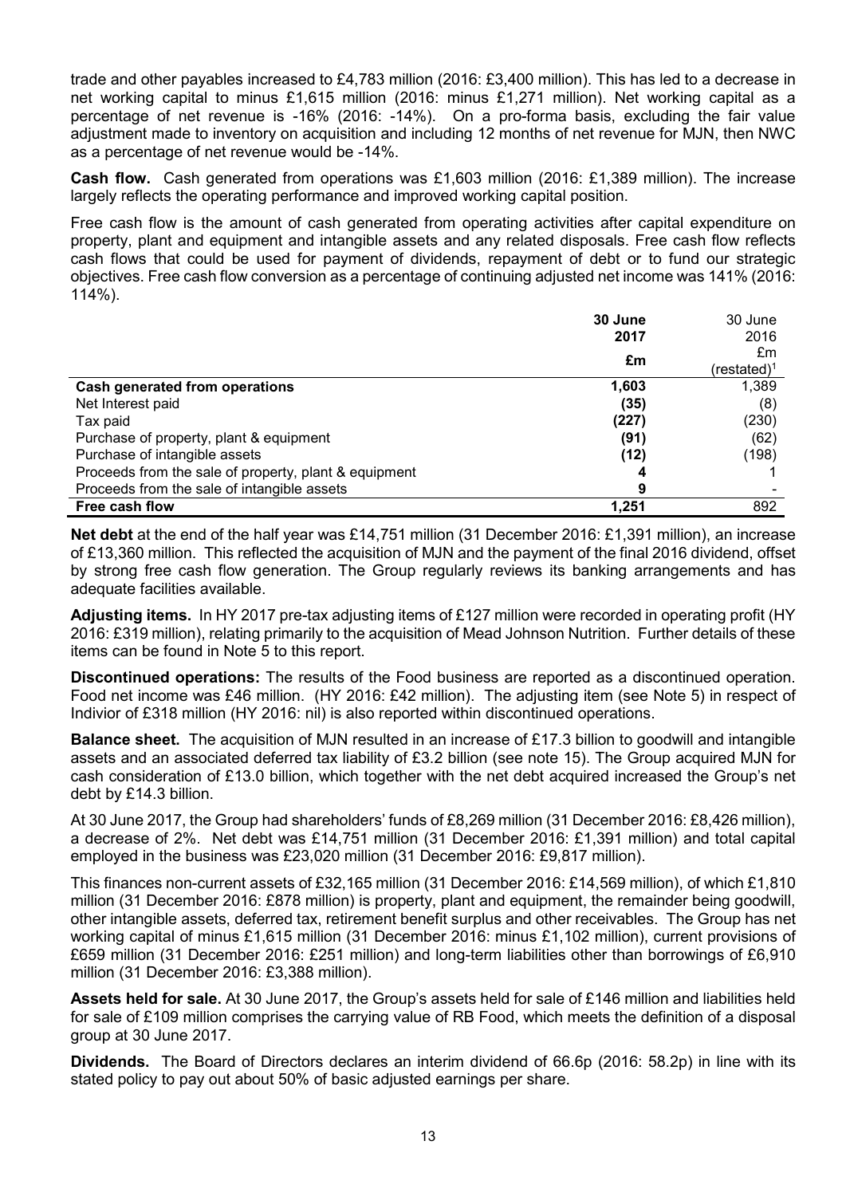trade and other payables increased to £4,783 million (2016: £3,400 million). This has led to a decrease in net working capital to minus £1,615 million (2016: minus £1,271 million). Net working capital as a percentage of net revenue is -16% (2016: -14%). On a pro-forma basis, excluding the fair value adjustment made to inventory on acquisition and including 12 months of net revenue for MJN, then NWC as a percentage of net revenue would be -14%.

**Cash flow.** Cash generated from operations was £1,603 million (2016: £1,389 million). The increase largely reflects the operating performance and improved working capital position.

Free cash flow is the amount of cash generated from operating activities after capital expenditure on property, plant and equipment and intangible assets and any related disposals. Free cash flow reflects cash flows that could be used for payment of dividends, repayment of debt or to fund our strategic objectives. Free cash flow conversion as a percentage of continuing adjusted net income was 141% (2016: 114%).

| | **30 June 2017 £m** | 30 June 2016 £m (restated)[1] |
|---|---|---|
| **Cash generated from operations** | **1,603** | 1,389 |
| Net Interest paid | **(35)** | (8) |
| Tax paid | **(227)** | (230) |
| Purchase of property, plant & equipment | **(91)** | (62) |
| Purchase of intangible assets | **(12)** | (198) |
| Proceeds from the sale of property, plant & equipment | **4** | 1 |
| Proceeds from the sale of intangible assets | **9** | - |
| **Free cash flow** | **1,251** | 892 |

**Net debt** at the end of the half year was £14,751 million (31 December 2016: £1,391 million), an increase of £13,360 million. This reflected the acquisition of MJN and the payment of the final 2016 dividend, offset by strong free cash flow generation. The Group regularly reviews its banking arrangements and has adequate facilities available.

**Adjusting items.** In HY 2017 pre-tax adjusting items of £127 million were recorded in operating profit (HY 2016: £319 million), relating primarily to the acquisition of Mead Johnson Nutrition. Further details of these items can be found in Note 5 to this report.

**Discontinued operations:** The results of the Food business are reported as a discontinued operation. Food net income was £46 million. (HY 2016: £42 million). The adjusting item (see Note 5) in respect of Indivior of £318 million (HY 2016: nil) is also reported within discontinued operations.

**Balance sheet.** The acquisition of MJN resulted in an increase of £17.3 billion to goodwill and intangible assets and an associated deferred tax liability of £3.2 billion (see note 15). The Group acquired MJN for cash consideration of £13.0 billion, which together with the net debt acquired increased the Group's net debt by £14.3 billion.

At 30 June 2017, the Group had shareholders' funds of £8,269 million (31 December 2016: £8,426 million), a decrease of 2%. Net debt was £14,751 million (31 December 2016: £1,391 million) and total capital employed in the business was £23,020 million (31 December 2016: £9,817 million).

This finances non-current assets of £32,165 million (31 December 2016: £14,569 million), of which £1,810 million (31 December 2016: £878 million) is property, plant and equipment, the remainder being goodwill, other intangible assets, deferred tax, retirement benefit surplus and other receivables. The Group has net working capital of minus £1,615 million (31 December 2016: minus £1,102 million), current provisions of £659 million (31 December 2016: £251 million) and long-term liabilities other than borrowings of £6,910 million (31 December 2016: £3,388 million).

**Assets held for sale.** At 30 June 2017, the Group's assets held for sale of £146 million and liabilities held for sale of £109 million comprises the carrying value of RB Food, which meets the definition of a disposal group at 30 June 2017.

**Dividends.** The Board of Directors declares an interim dividend of 66.6p (2016: 58.2p) in line with its stated policy to pay out about 50% of basic adjusted earnings per share.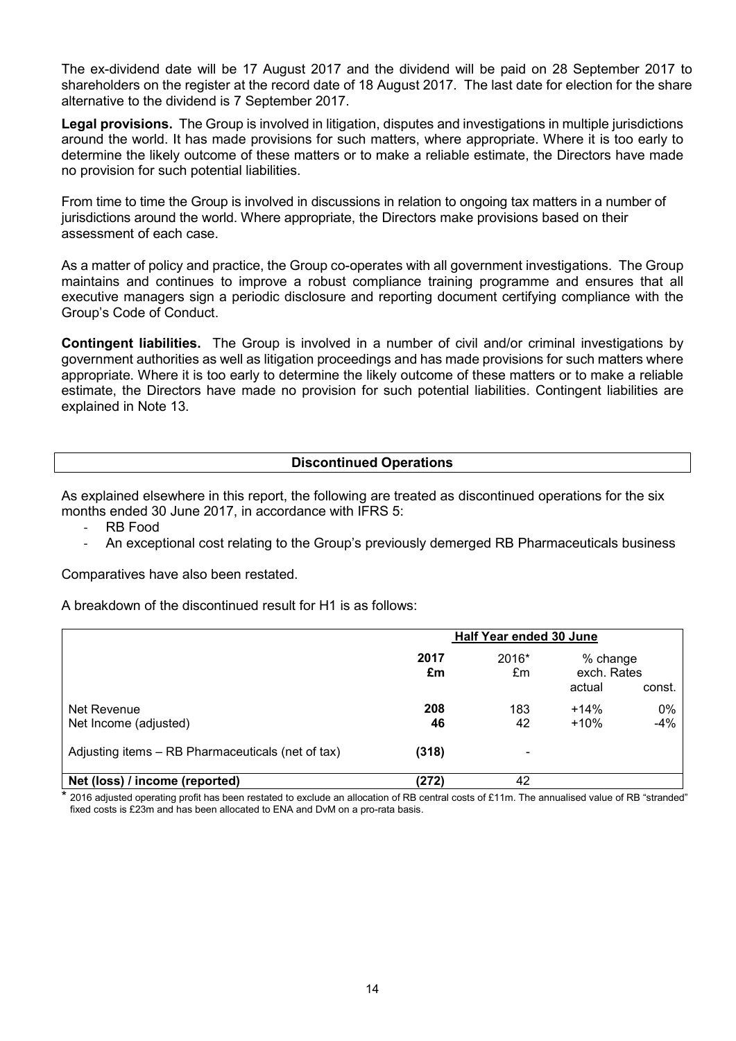The ex-dividend date will be 17 August 2017 and the dividend will be paid on 28 September 2017 to shareholders on the register at the record date of 18 August 2017. The last date for election for the share alternative to the dividend is 7 September 2017.

**Legal provisions.** The Group is involved in litigation, disputes and investigations in multiple jurisdictions around the world. It has made provisions for such matters, where appropriate. Where it is too early to determine the likely outcome of these matters or to make a reliable estimate, the Directors have made no provision for such potential liabilities.

From time to time the Group is involved in discussions in relation to ongoing tax matters in a number of jurisdictions around the world. Where appropriate, the Directors make provisions based on their assessment of each case.

As a matter of policy and practice, the Group co-operates with all government investigations. The Group maintains and continues to improve a robust compliance training programme and ensures that all executive managers sign a periodic disclosure and reporting document certifying compliance with the Group's Code of Conduct.

**Contingent liabilities.** The Group is involved in a number of civil and/or criminal investigations by government authorities as well as litigation proceedings and has made provisions for such matters where appropriate. Where it is too early to determine the likely outcome of these matters or to make a reliable estimate, the Directors have made no provision for such potential liabilities. Contingent liabilities are explained in Note 13.

## Discontinued Operations

As explained elsewhere in this report, the following are treated as discontinued operations for the six months ended 30 June 2017, in accordance with IFRS 5:

- RB Food
- An exceptional cost relating to the Group's previously demerged RB Pharmaceuticals business

Comparatives have also been restated.

A breakdown of the discontinued result for H1 is as follows:

| | Half Year ended 30 June | | | |
|---|---|---|---|---|
| | **2017** | 2016* | % change exch. Rates | |
| | **£m** | £m | actual | const. |
| Net Revenue | **208** | 183 | +14% | 0% |
| Net Income (adjusted) | **46** | 42 | +10% | -4% |
| Adjusting items – RB Pharmaceuticals (net of tax) | **(318)** | - | | |
| **Net (loss) / income (reported)** | **(272)** | 42 | | |

\* 2016 adjusted operating profit has been restated to exclude an allocation of RB central costs of £11m. The annualised value of RB "stranded" fixed costs is £23m and has been allocated to ENA and DvM on a pro-rata basis.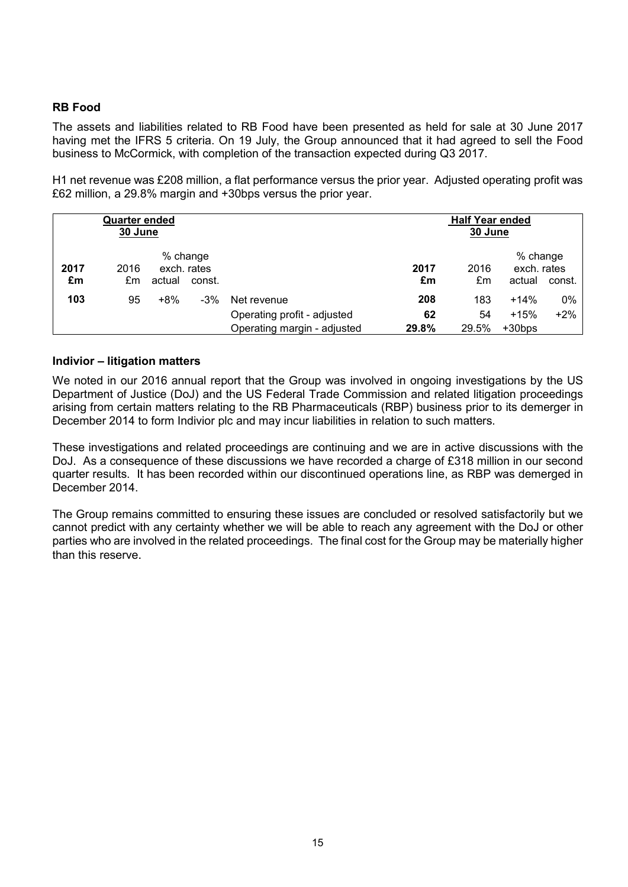## RB Food

The assets and liabilities related to RB Food have been presented as held for sale at 30 June 2017 having met the IFRS 5 criteria. On 19 July, the Group announced that it had agreed to sell the Food business to McCormick, with completion of the transaction expected during Q3 2017.

H1 net revenue was £208 million, a flat performance versus the prior year. Adjusted operating profit was £62 million, a 29.8% margin and +30bps versus the prior year.

| Quarter ended 30 June | | | | | Half Year ended 30 June | | | |
|---|---|---|---|---|---|---|---|---|
| | | % change exch. rates | | | | | % change exch. rates | |
| **2017 £m** | 2016 £m | actual | const. | | **2017 £m** | 2016 £m | actual | const. |
| **103** | 95 | +8% | -3% | Net revenue | **208** | 183 | +14% | 0% |
| | | | | Operating profit - adjusted | **62** | 54 | +15% | +2% |
| | | | | Operating margin - adjusted | **29.8%** | 29.5% | +30bps | |

## Indivior – litigation matters

We noted in our 2016 annual report that the Group was involved in ongoing investigations by the US Department of Justice (DoJ) and the US Federal Trade Commission and related litigation proceedings arising from certain matters relating to the RB Pharmaceuticals (RBP) business prior to its demerger in December 2014 to form Indivior plc and may incur liabilities in relation to such matters.

These investigations and related proceedings are continuing and we are in active discussions with the DoJ. As a consequence of these discussions we have recorded a charge of £318 million in our second quarter results. It has been recorded within our discontinued operations line, as RBP was demerged in December 2014.

The Group remains committed to ensuring these issues are concluded or resolved satisfactorily but we cannot predict with any certainty whether we will be able to reach any agreement with the DoJ or other parties who are involved in the related proceedings. The final cost for the Group may be materially higher than this reserve.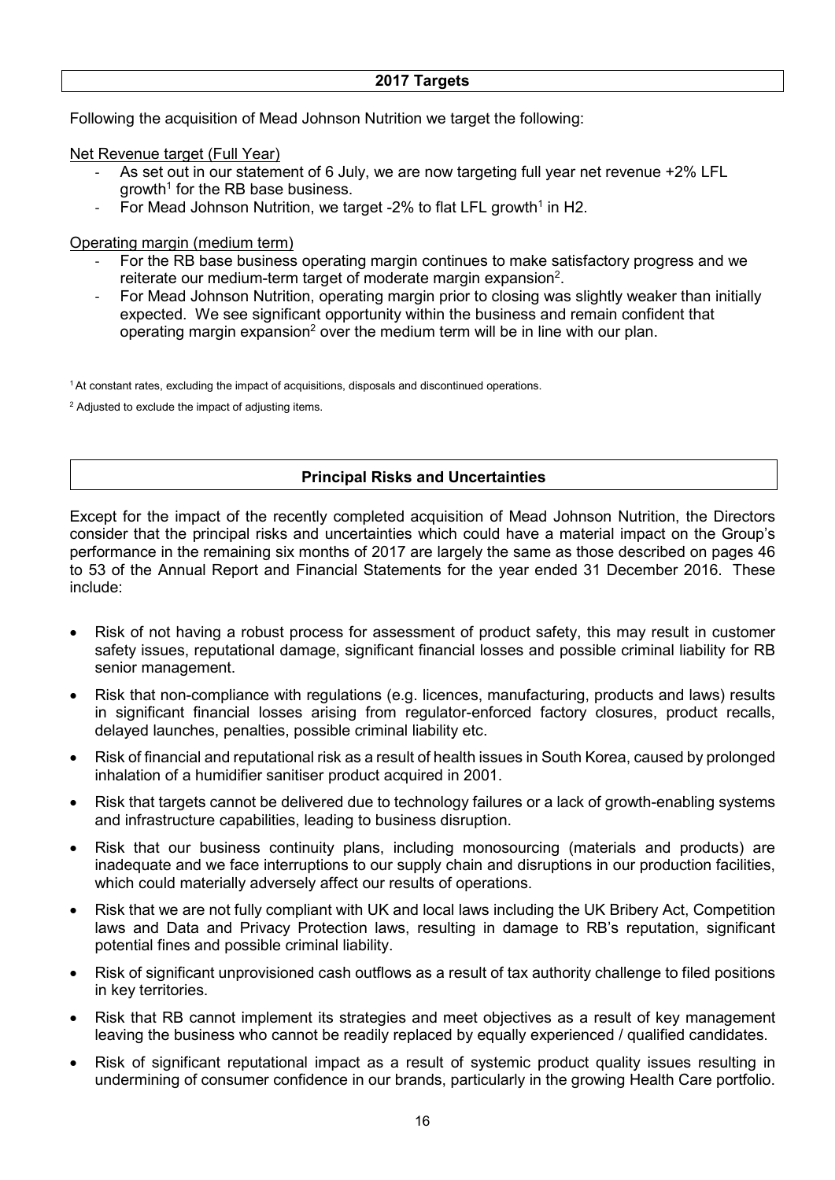## 2017 Targets

Following the acquisition of Mead Johnson Nutrition we target the following:

Net Revenue target (Full Year)

- As set out in our statement of 6 July, we are now targeting full year net revenue +2% LFL growth[1] for the RB base business.
- For Mead Johnson Nutrition, we target -2% to flat LFL growth[1] in H2.

Operating margin (medium term)

- For the RB base business operating margin continues to make satisfactory progress and we reiterate our medium-term target of moderate margin expansion[2].
- For Mead Johnson Nutrition, operating margin prior to closing was slightly weaker than initially expected. We see significant opportunity within the business and remain confident that operating margin expansion[2] over the medium term will be in line with our plan.

[1] At constant rates, excluding the impact of acquisitions, disposals and discontinued operations.

[2] Adjusted to exclude the impact of adjusting items.

## Principal Risks and Uncertainties

Except for the impact of the recently completed acquisition of Mead Johnson Nutrition, the Directors consider that the principal risks and uncertainties which could have a material impact on the Group's performance in the remaining six months of 2017 are largely the same as those described on pages 46 to 53 of the Annual Report and Financial Statements for the year ended 31 December 2016. These include:

- Risk of not having a robust process for assessment of product safety, this may result in customer safety issues, reputational damage, significant financial losses and possible criminal liability for RB senior management.
- Risk that non-compliance with regulations (e.g. licences, manufacturing, products and laws) results in significant financial losses arising from regulator-enforced factory closures, product recalls, delayed launches, penalties, possible criminal liability etc.
- Risk of financial and reputational risk as a result of health issues in South Korea, caused by prolonged inhalation of a humidifier sanitiser product acquired in 2001.
- Risk that targets cannot be delivered due to technology failures or a lack of growth-enabling systems and infrastructure capabilities, leading to business disruption.
- Risk that our business continuity plans, including monosourcing (materials and products) are inadequate and we face interruptions to our supply chain and disruptions in our production facilities, which could materially adversely affect our results of operations.
- Risk that we are not fully compliant with UK and local laws including the UK Bribery Act, Competition laws and Data and Privacy Protection laws, resulting in damage to RB's reputation, significant potential fines and possible criminal liability.
- Risk of significant unprovisioned cash outflows as a result of tax authority challenge to filed positions in key territories.
- Risk that RB cannot implement its strategies and meet objectives as a result of key management leaving the business who cannot be readily replaced by equally experienced / qualified candidates.
- Risk of significant reputational impact as a result of systemic product quality issues resulting in undermining of consumer confidence in our brands, particularly in the growing Health Care portfolio.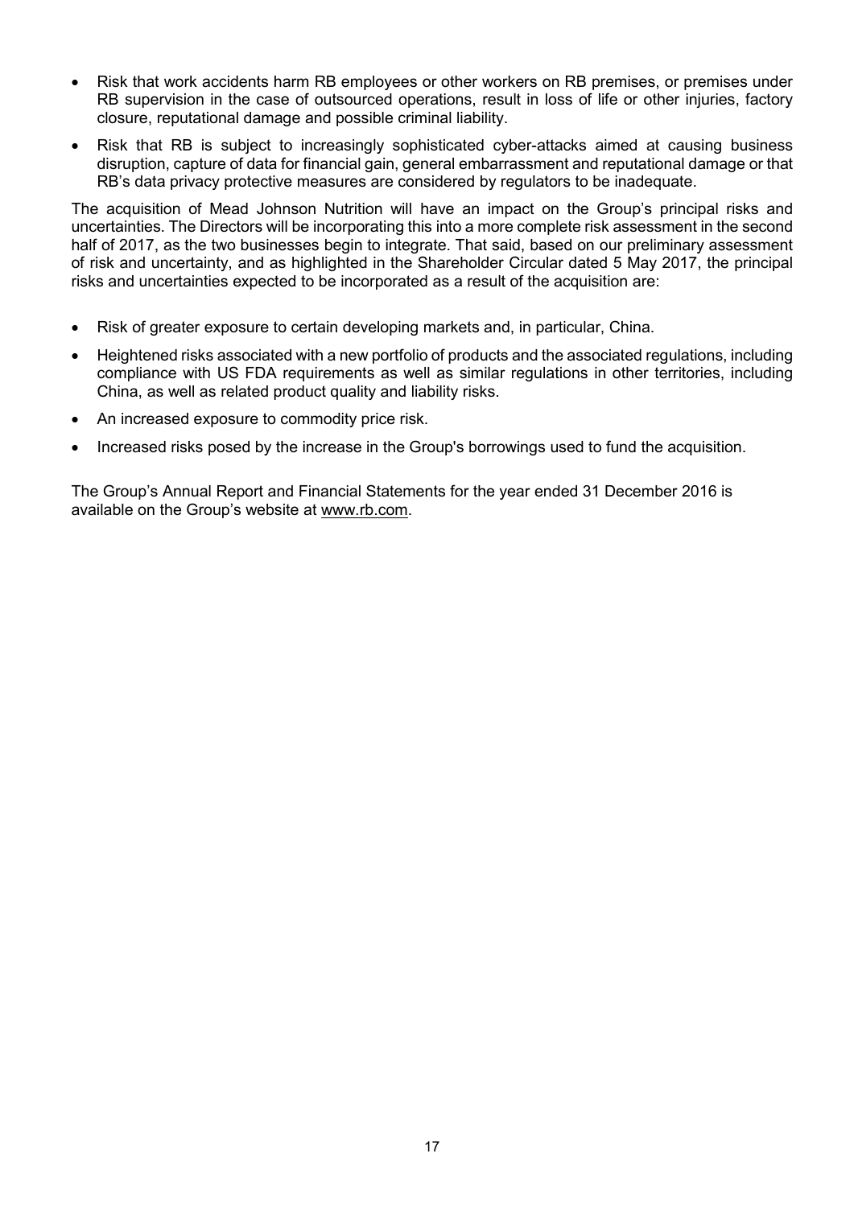- Risk that work accidents harm RB employees or other workers on RB premises, or premises under RB supervision in the case of outsourced operations, result in loss of life or other injuries, factory closure, reputational damage and possible criminal liability.
- Risk that RB is subject to increasingly sophisticated cyber-attacks aimed at causing business disruption, capture of data for financial gain, general embarrassment and reputational damage or that RB's data privacy protective measures are considered by regulators to be inadequate.

The acquisition of Mead Johnson Nutrition will have an impact on the Group's principal risks and uncertainties. The Directors will be incorporating this into a more complete risk assessment in the second half of 2017, as the two businesses begin to integrate. That said, based on our preliminary assessment of risk and uncertainty, and as highlighted in the Shareholder Circular dated 5 May 2017, the principal risks and uncertainties expected to be incorporated as a result of the acquisition are:

- Risk of greater exposure to certain developing markets and, in particular, China.
- Heightened risks associated with a new portfolio of products and the associated regulations, including compliance with US FDA requirements as well as similar regulations in other territories, including China, as well as related product quality and liability risks.
- An increased exposure to commodity price risk.
- Increased risks posed by the increase in the Group's borrowings used to fund the acquisition.

The Group's Annual Report and Financial Statements for the year ended 31 December 2016 is available on the Group's website at www.rb.com.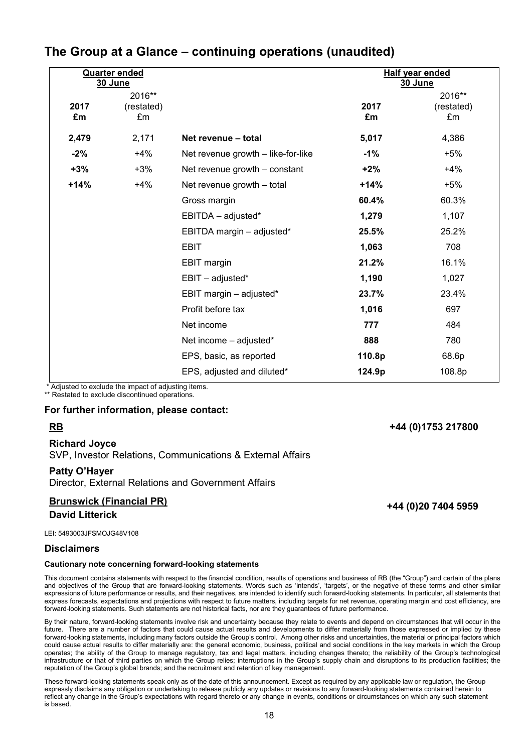# The Group at a Glance – continuing operations (unaudited)

| Quarter ended 30 June | | | Half year ended 30 June | |
|---|---|---|---|---|
| **2017** **£m** | 2016** (restated) £m | | **2017** **£m** | 2016** (restated) £m |
| **2,479** | 2,171 | **Net revenue – total** | **5,017** | 4,386 |
| **-2%** | +4% | Net revenue growth – like-for-like | **-1%** | +5% |
| **+3%** | +3% | Net revenue growth – constant | **+2%** | +4% |
| **+14%** | +4% | Net revenue growth – total | **+14%** | +5% |
| | | Gross margin | **60.4%** | 60.3% |
| | | EBITDA – adjusted* | **1,279** | 1,107 |
| | | EBITDA margin – adjusted* | **25.5%** | 25.2% |
| | | EBIT | **1,063** | 708 |
| | | EBIT margin | **21.2%** | 16.1% |
| | | EBIT – adjusted* | **1,190** | 1,027 |
| | | EBIT margin – adjusted* | **23.7%** | 23.4% |
| | | Profit before tax | **1,016** | 697 |
| | | Net income | **777** | 484 |
| | | Net income – adjusted* | **888** | 780 |
| | | EPS, basic, as reported | **110.8p** | 68.6p |
| | | EPS, adjusted and diluted* | **124.9p** | 108.8p |

\* Adjusted to exclude the impact of adjusting items.
** Restated to exclude discontinued operations.

### For further information, please contact:

**RB** **+44 (0)1753 217800**

**Richard Joyce**
SVP, Investor Relations, Communications & External Affairs

**Patty O'Hayer**
Director, External Relations and Government Affairs

**Brunswick (Financial PR)** **+44 (0)20 7404 5959**
**David Litterick**

LEI: 5493003JFSMOJG48V108

### Disclaimers

**Cautionary note concerning forward-looking statements**

This document contains statements with respect to the financial condition, results of operations and business of RB (the "Group") and certain of the plans and objectives of the Group that are forward-looking statements. Words such as 'intends', 'targets', or the negative of these terms and other similar expressions of future performance or results, and their negatives, are intended to identify such forward-looking statements. In particular, all statements that express forecasts, expectations and projections with respect to future matters, including targets for net revenue, operating margin and cost efficiency, are forward-looking statements. Such statements are not historical facts, nor are they guarantees of future performance.

By their nature, forward-looking statements involve risk and uncertainty because they relate to events and depend on circumstances that will occur in the future. There are a number of factors that could cause actual results and developments to differ materially from those expressed or implied by these forward-looking statements, including many factors outside the Group's control. Among other risks and uncertainties, the material or principal factors which could cause actual results to differ materially are: the general economic, business, political and social conditions in the key markets in which the Group operates; the ability of the Group to manage regulatory, tax and legal matters, including changes thereto; the reliability of the Group's technological infrastructure or that of third parties on which the Group relies; interruptions in the Group's supply chain and disruptions to its production facilities; the reputation of the Group's global brands; and the recruitment and retention of key management.

These forward-looking statements speak only as of the date of this announcement. Except as required by any applicable law or regulation, the Group expressly disclaims any obligation or undertaking to release publicly any updates or revisions to any forward-looking statements contained herein to reflect any change in the Group's expectations with regard thereto or any change in events, conditions or circumstances on which any such statement is based.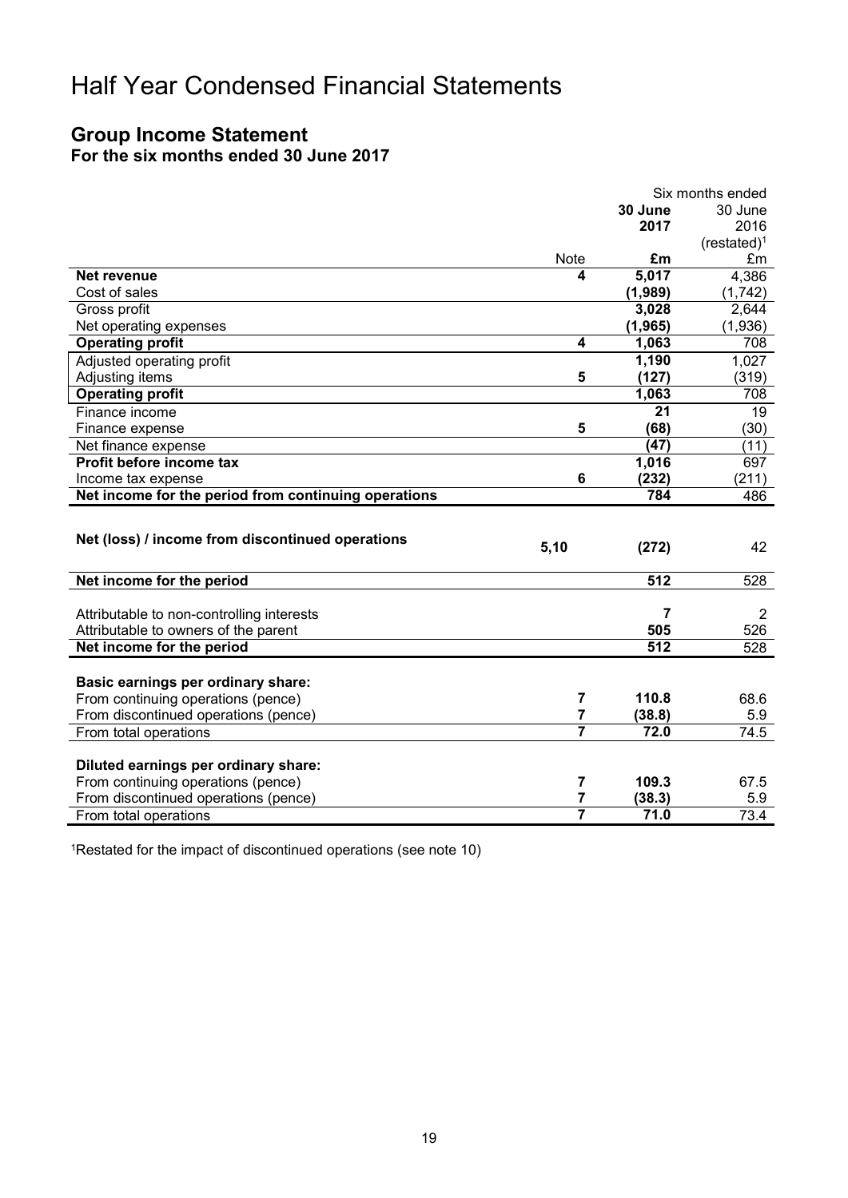# Half Year Condensed Financial Statements

## Group Income Statement

### For the six months ended 30 June 2017

| | Note | Six months ended 30 June 2017 £m | 30 June 2016 (restated)[1] £m |
|---|---|---|---|
| **Net revenue** | **4** | **5,017** | 4,386 |
| Cost of sales | | **(1,989)** | (1,742) |
| Gross profit | | **3,028** | 2,644 |
| Net operating expenses | | **(1,965)** | (1,936) |
| **Operating profit** | **4** | **1,063** | 708 |
| Adjusted operating profit | | **1,190** | 1,027 |
| Adjusting items | **5** | **(127)** | (319) |
| **Operating profit** | | **1,063** | 708 |
| Finance income | | **21** | 19 |
| Finance expense | **5** | **(68)** | (30) |
| Net finance expense | | **(47)** | (11) |
| **Profit before income tax** | | **1,016** | 697 |
| Income tax expense | **6** | **(232)** | (211) |
| **Net income for the period from continuing operations** | | **784** | 486 |
| | | | |
| **Net (loss) / income from discontinued operations** | **5,10** | **(272)** | 42 |
| | | | |
| **Net income for the period** | | **512** | 528 |
| | | | |
| Attributable to non-controlling interests | | **7** | 2 |
| Attributable to owners of the parent | | **505** | 526 |
| **Net income for the period** | | **512** | 528 |
| | | | |
| **Basic earnings per ordinary share:** | | | |
| From continuing operations (pence) | **7** | **110.8** | 68.6 |
| From discontinued operations (pence) | **7** | **(38.8)** | 5.9 |
| From total operations | **7** | **72.0** | 74.5 |
| | | | |
| **Diluted earnings per ordinary share:** | | | |
| From continuing operations (pence) | **7** | **109.3** | 67.5 |
| From discontinued operations (pence) | **7** | **(38.3)** | 5.9 |
| From total operations | **7** | **71.0** | 73.4 |

[1]Restated for the impact of discontinued operations (see note 10)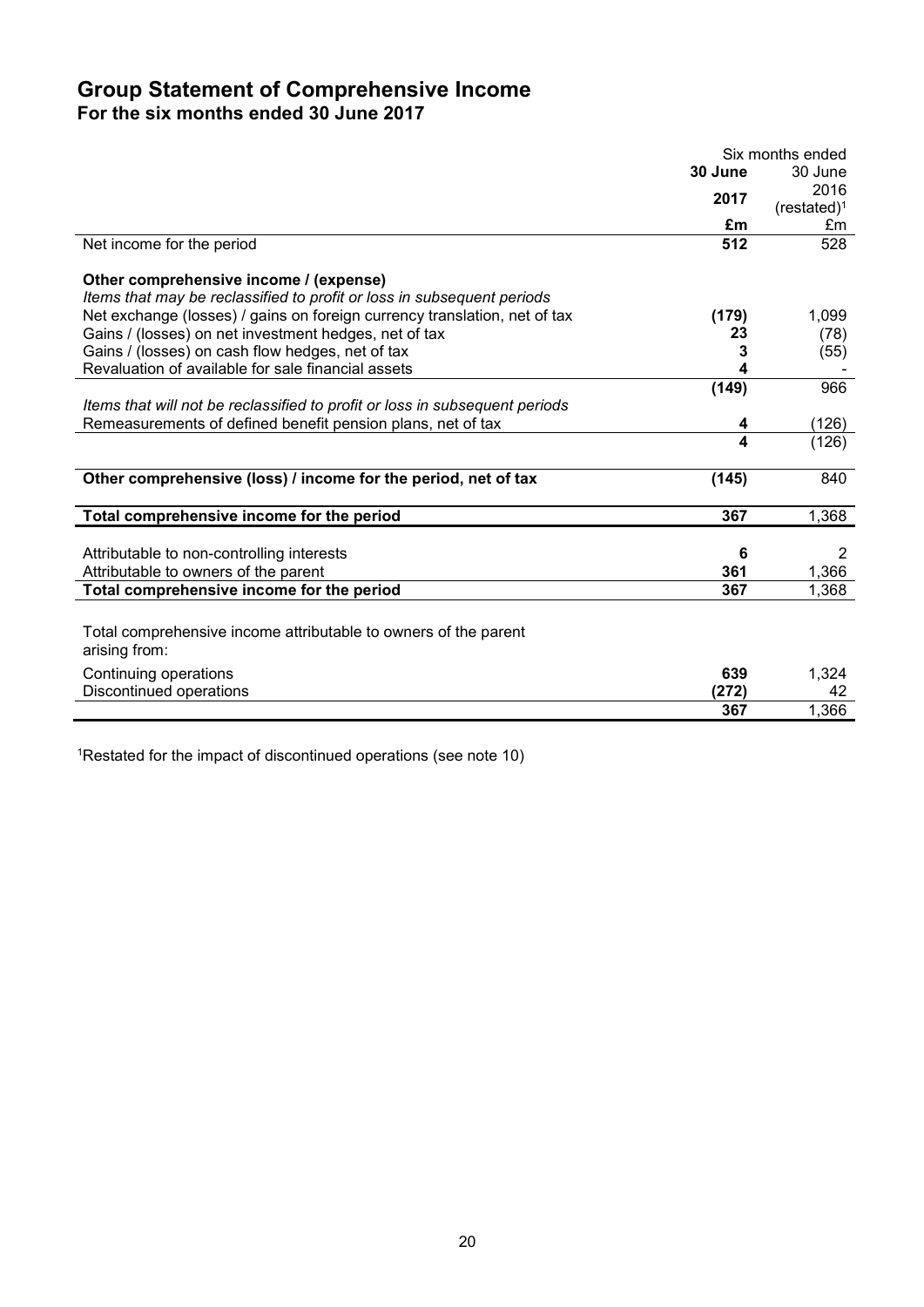# Group Statement of Comprehensive Income

## For the six months ended 30 June 2017

| | Six months ended | |
|---|---|---|
| | **30 June 2017** | 30 June 2016 (restated)[1] |
| | **£m** | £m |
| Net income for the period | **512** | 528 |
| | | |
| **Other comprehensive income / (expense)** | | |
| *Items that may be reclassified to profit or loss in subsequent periods* | | |
| Net exchange (losses) / gains on foreign currency translation, net of tax | **(179)** | 1,099 |
| Gains / (losses) on net investment hedges, net of tax | **23** | (78) |
| Gains / (losses) on cash flow hedges, net of tax | **3** | (55) |
| Revaluation of available for sale financial assets | **4** | - |
| | **(149)** | 966 |
| *Items that will not be reclassified to profit or loss in subsequent periods* | | |
| Remeasurements of defined benefit pension plans, net of tax | **4** | (126) |
| | **4** | (126) |
| | | |
| **Other comprehensive (loss) / income for the period, net of tax** | **(145)** | 840 |
| | | |
| **Total comprehensive income for the period** | **367** | 1,368 |
| | | |
| Attributable to non-controlling interests | **6** | 2 |
| Attributable to owners of the parent | **361** | 1,366 |
| **Total comprehensive income for the period** | **367** | 1,368 |
| | | |
| Total comprehensive income attributable to owners of the parent arising from: | | |
| Continuing operations | **639** | 1,324 |
| Discontinued operations | **(272)** | 42 |
| | **367** | 1,366 |

[1]Restated for the impact of discontinued operations (see note 10)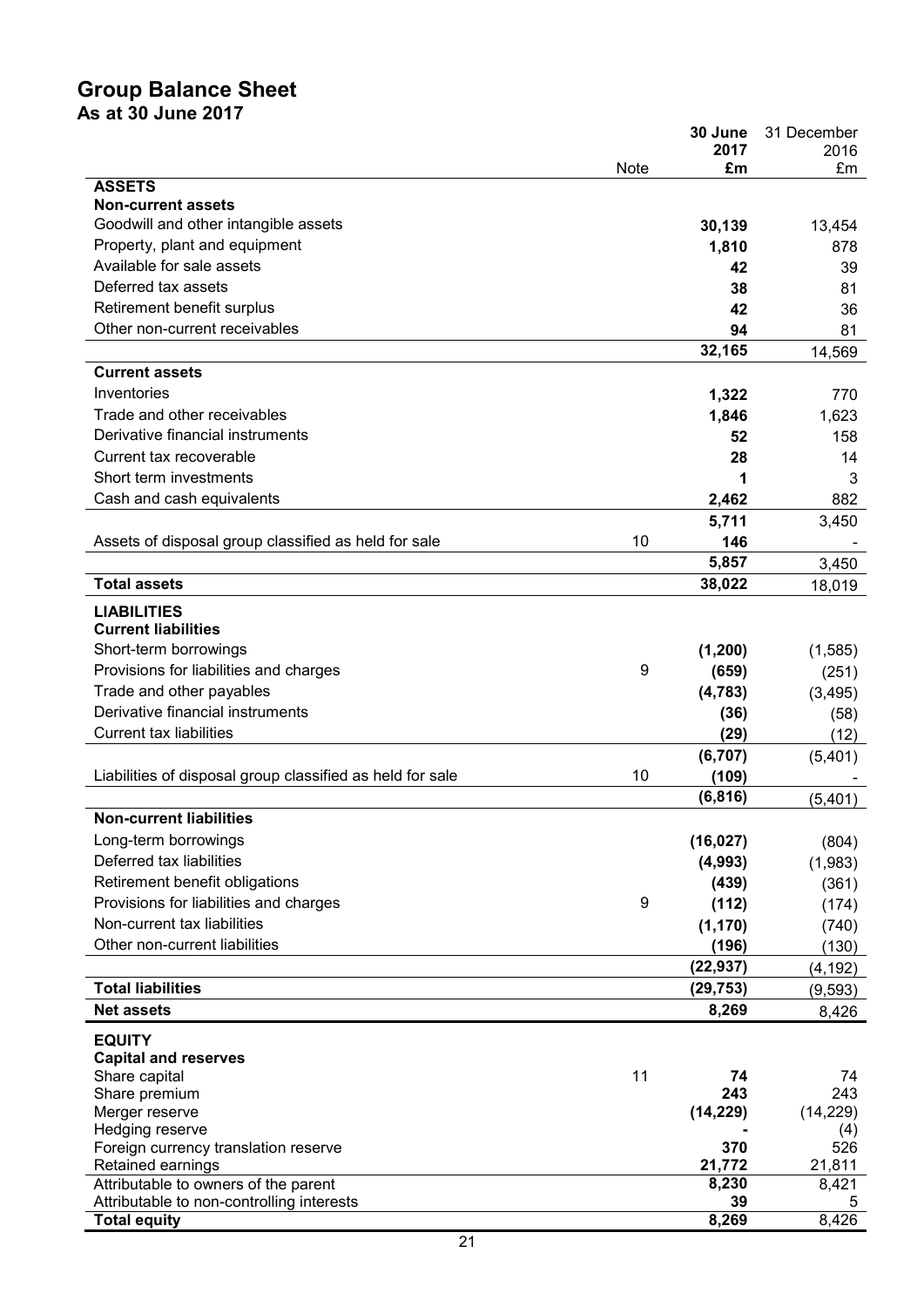# Group Balance Sheet

## As at 30 June 2017

| | Note | 30 June 2017 £m | 31 December 2016 £m |
|---|---|---|---|
| **ASSETS** | | | |
| **Non-current assets** | | | |
| Goodwill and other intangible assets | | **30,139** | 13,454 |
| Property, plant and equipment | | **1,810** | 878 |
| Available for sale assets | | **42** | 39 |
| Deferred tax assets | | **38** | 81 |
| Retirement benefit surplus | | **42** | 36 |
| Other non-current receivables | | **94** | 81 |
| | | **32,165** | 14,569 |
| **Current assets** | | | |
| Inventories | | **1,322** | 770 |
| Trade and other receivables | | **1,846** | 1,623 |
| Derivative financial instruments | | **52** | 158 |
| Current tax recoverable | | **28** | 14 |
| Short term investments | | **1** | 3 |
| Cash and cash equivalents | | **2,462** | 882 |
| | | **5,711** | 3,450 |
| Assets of disposal group classified as held for sale | 10 | **146** | - |
| | | **5,857** | 3,450 |
| **Total assets** | | **38,022** | 18,019 |
| **LIABILITIES** | | | |
| **Current liabilities** | | | |
| Short-term borrowings | | **(1,200)** | (1,585) |
| Provisions for liabilities and charges | 9 | **(659)** | (251) |
| Trade and other payables | | **(4,783)** | (3,495) |
| Derivative financial instruments | | **(36)** | (58) |
| Current tax liabilities | | **(29)** | (12) |
| | | **(6,707)** | (5,401) |
| Liabilities of disposal group classified as held for sale | 10 | **(109)** | - |
| | | **(6,816)** | (5,401) |
| **Non-current liabilities** | | | |
| Long-term borrowings | | **(16,027)** | (804) |
| Deferred tax liabilities | | **(4,993)** | (1,983) |
| Retirement benefit obligations | | **(439)** | (361) |
| Provisions for liabilities and charges | 9 | **(112)** | (174) |
| Non-current tax liabilities | | **(1,170)** | (740) |
| Other non-current liabilities | | **(196)** | (130) |
| | | **(22,937)** | (4,192) |
| **Total liabilities** | | **(29,753)** | (9,593) |
| **Net assets** | | **8,269** | 8,426 |
| **EQUITY** | | | |
| **Capital and reserves** | | | |
| Share capital | 11 | **74** | 74 |
| Share premium | | **243** | 243 |
| Merger reserve | | **(14,229)** | (14,229) |
| Hedging reserve | | **-** | (4) |
| Foreign currency translation reserve | | **370** | 526 |
| Retained earnings | | **21,772** | 21,811 |
| Attributable to owners of the parent | | **8,230** | 8,421 |
| Attributable to non-controlling interests | | **39** | 5 |
| **Total equity** | | **8,269** | 8,426 |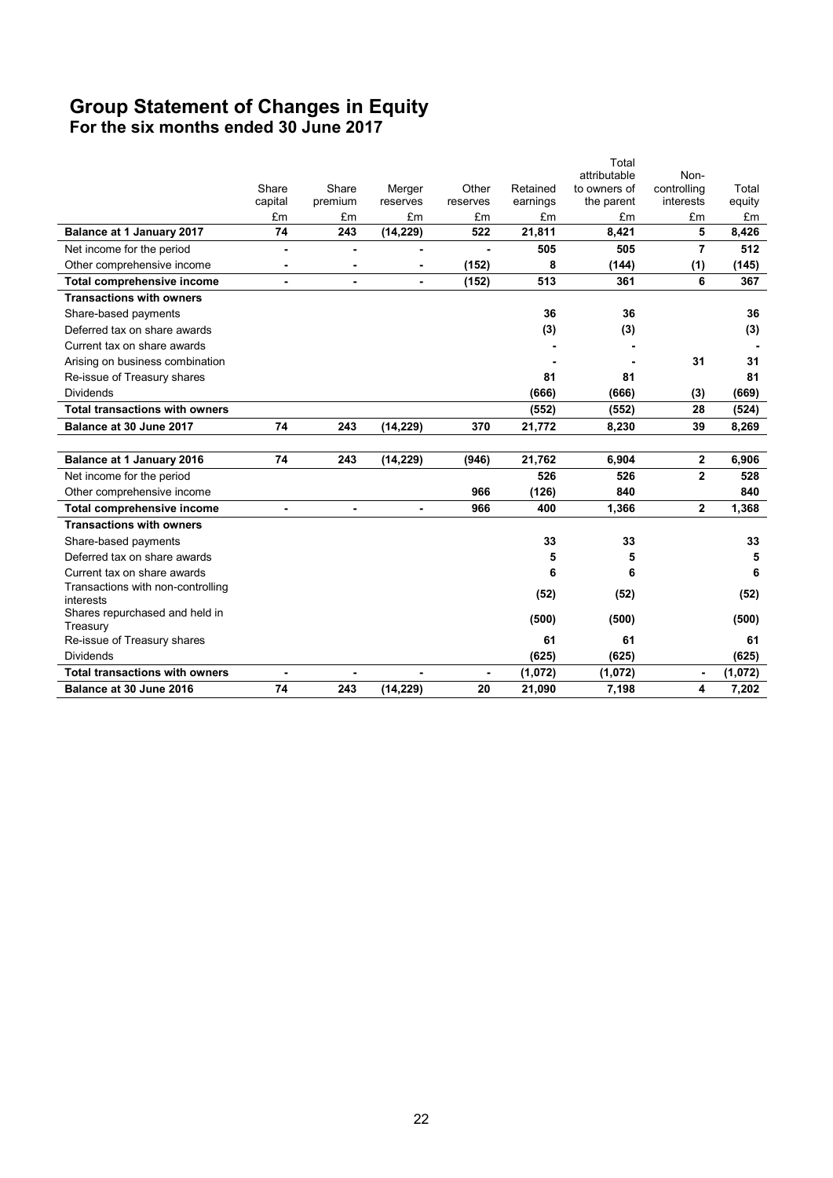# Group Statement of Changes in Equity

## For the six months ended 30 June 2017

| | Share capital | Share premium | Merger reserves | Other reserves | Retained earnings | Total attributable to owners of the parent | Non-controlling interests | Total equity |
|---|---|---|---|---|---|---|---|---|
| | £m | £m | £m | £m | £m | £m | £m | £m |
| **Balance at 1 January 2017** | **74** | **243** | **(14,229)** | **522** | **21,811** | **8,421** | **5** | **8,426** |
| Net income for the period | **-** | **-** | **-** | **-** | **505** | **505** | **7** | **512** |
| Other comprehensive income | **-** | **-** | **-** | **(152)** | **8** | **(144)** | **(1)** | **(145)** |
| **Total comprehensive income** | **-** | **-** | **-** | **(152)** | **513** | **361** | **6** | **367** |
| **Transactions with owners** | | | | | | | | |
| Share-based payments | | | | | **36** | **36** | | **36** |
| Deferred tax on share awards | | | | | **(3)** | **(3)** | | **(3)** |
| Current tax on share awards | | | | | **-** | **-** | | **-** |
| Arising on business combination | | | | | **-** | **-** | **31** | **31** |
| Re-issue of Treasury shares | | | | | **81** | **81** | | **81** |
| Dividends | | | | | **(666)** | **(666)** | **(3)** | **(669)** |
| **Total transactions with owners** | | | | | **(552)** | **(552)** | **28** | **(524)** |
| **Balance at 30 June 2017** | **74** | **243** | **(14,229)** | **370** | **21,772** | **8,230** | **39** | **8,269** |
| | | | | | | | | |
| **Balance at 1 January 2016** | **74** | **243** | **(14,229)** | **(946)** | **21,762** | **6,904** | **2** | **6,906** |
| Net income for the period | | | | | **526** | **526** | **2** | **528** |
| Other comprehensive income | | | | **966** | **(126)** | **840** | | **840** |
| **Total comprehensive income** | **-** | **-** | **-** | **966** | **400** | **1,366** | **2** | **1,368** |
| **Transactions with owners** | | | | | | | | |
| Share-based payments | | | | | **33** | **33** | | **33** |
| Deferred tax on share awards | | | | | **5** | **5** | | **5** |
| Current tax on share awards | | | | | **6** | **6** | | **6** |
| Transactions with non-controlling interests | | | | | **(52)** | **(52)** | | **(52)** |
| Shares repurchased and held in Treasury | | | | | **(500)** | **(500)** | | **(500)** |
| Re-issue of Treasury shares | | | | | **61** | **61** | | **61** |
| Dividends | | | | | **(625)** | **(625)** | | **(625)** |
| **Total transactions with owners** | **-** | **-** | **-** | **-** | **(1,072)** | **(1,072)** | **-** | **(1,072)** |
| **Balance at 30 June 2016** | **74** | **243** | **(14,229)** | **20** | **21,090** | **7,198** | **4** | **7,202** |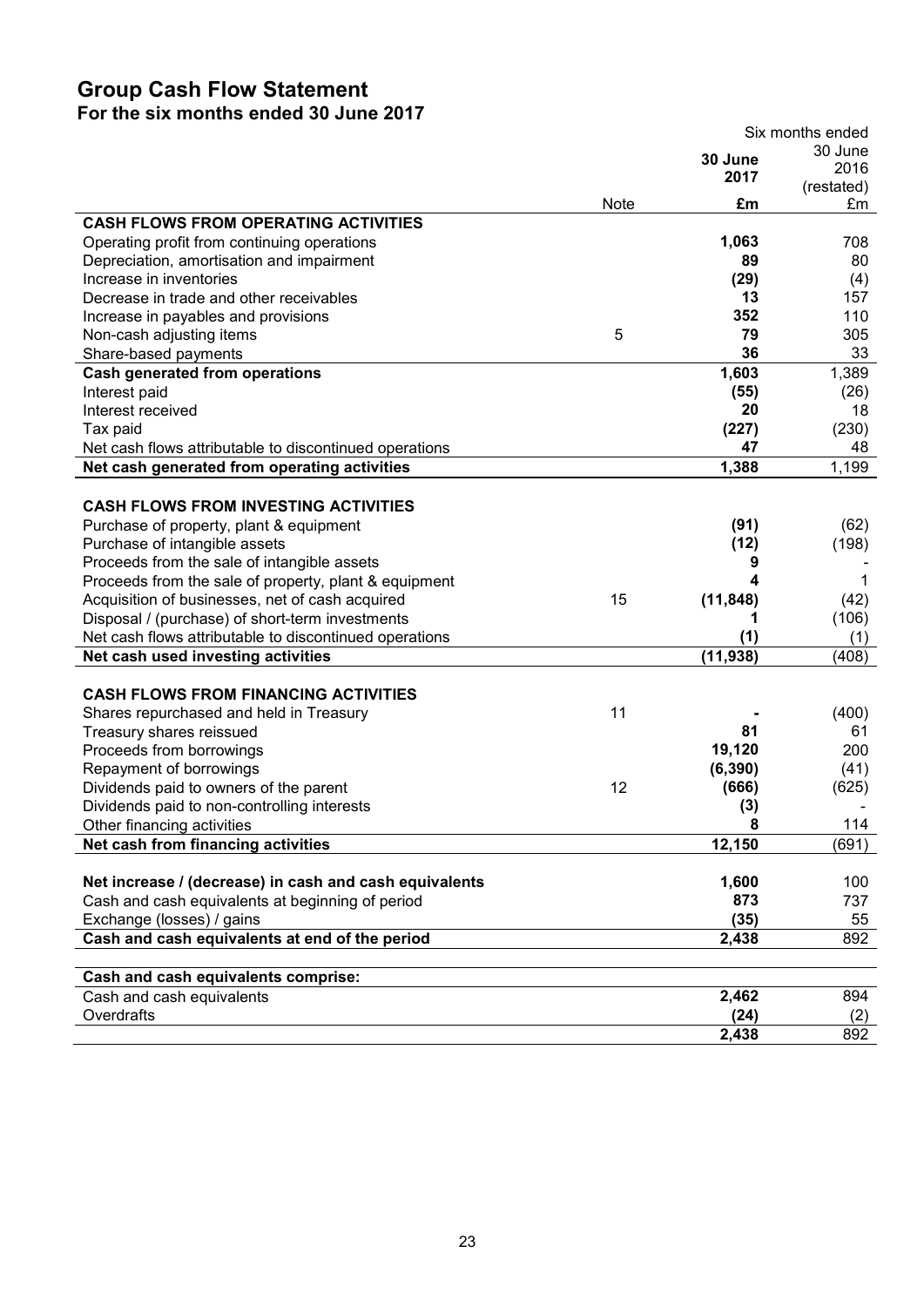# Group Cash Flow Statement

## For the six months ended 30 June 2017

| | Note | Six months ended 30 June 2017 £m | Six months ended 30 June 2016 (restated) £m |
|---|---|---|---|
| **CASH FLOWS FROM OPERATING ACTIVITIES** | | | |
| Operating profit from continuing operations | | **1,063** | 708 |
| Depreciation, amortisation and impairment | | **89** | 80 |
| Increase in inventories | | **(29)** | (4) |
| Decrease in trade and other receivables | | **13** | 157 |
| Increase in payables and provisions | | **352** | 110 |
| Non-cash adjusting items | 5 | **79** | 305 |
| Share-based payments | | **36** | 33 |
| **Cash generated from operations** | | **1,603** | 1,389 |
| Interest paid | | **(55)** | (26) |
| Interest received | | **20** | 18 |
| Tax paid | | **(227)** | (230) |
| Net cash flows attributable to discontinued operations | | **47** | 48 |
| **Net cash generated from operating activities** | | **1,388** | 1,199 |
| | | | |
| **CASH FLOWS FROM INVESTING ACTIVITIES** | | | |
| Purchase of property, plant & equipment | | **(91)** | (62) |
| Purchase of intangible assets | | **(12)** | (198) |
| Proceeds from the sale of intangible assets | | **9** | - |
| Proceeds from the sale of property, plant & equipment | | **4** | 1 |
| Acquisition of businesses, net of cash acquired | 15 | **(11,848)** | (42) |
| Disposal / (purchase) of short-term investments | | **1** | (106) |
| Net cash flows attributable to discontinued operations | | **(1)** | (1) |
| **Net cash used investing activities** | | **(11,938)** | (408) |
| | | | |
| **CASH FLOWS FROM FINANCING ACTIVITIES** | | | |
| Shares repurchased and held in Treasury | 11 | **-** | (400) |
| Treasury shares reissued | | **81** | 61 |
| Proceeds from borrowings | | **19,120** | 200 |
| Repayment of borrowings | | **(6,390)** | (41) |
| Dividends paid to owners of the parent | 12 | **(666)** | (625) |
| Dividends paid to non-controlling interests | | **(3)** | - |
| Other financing activities | | **8** | 114 |
| **Net cash from financing activities** | | **12,150** | (691) |
| | | | |
| **Net increase / (decrease) in cash and cash equivalents** | | **1,600** | 100 |
| Cash and cash equivalents at beginning of period | | **873** | 737 |
| Exchange (losses) / gains | | **(35)** | 55 |
| **Cash and cash equivalents at end of the period** | | **2,438** | 892 |
| | | | |
| **Cash and cash equivalents comprise:** | | | |
| Cash and cash equivalents | | **2,462** | 894 |
| Overdrafts | | **(24)** | (2) |
| | | **2,438** | 892 |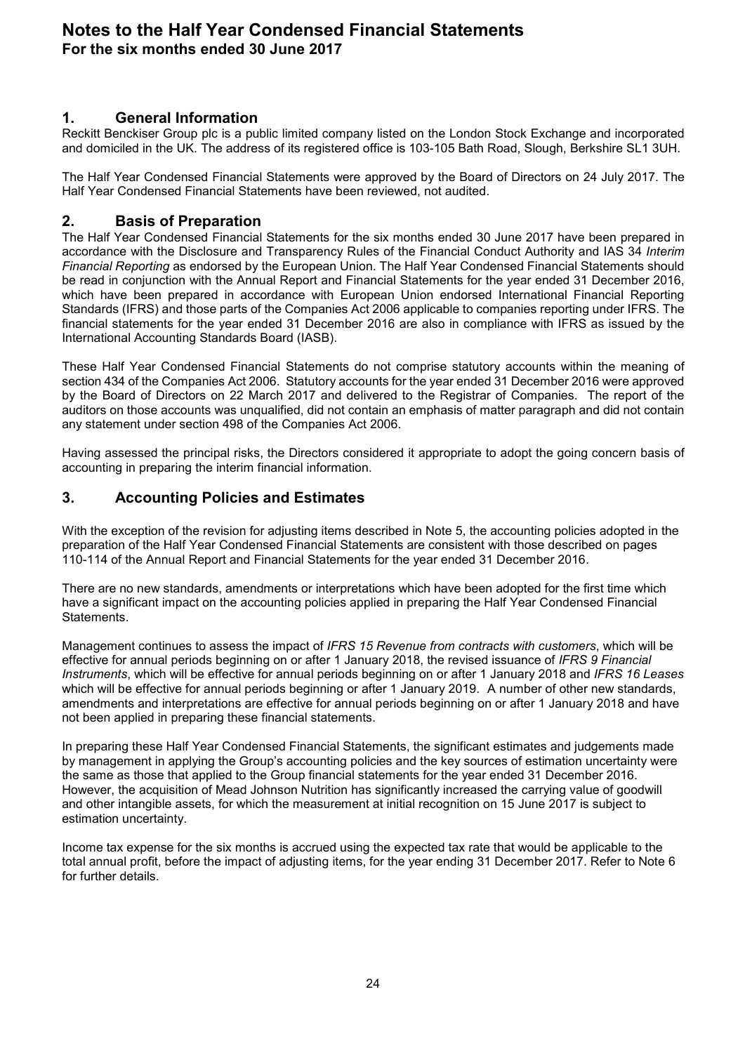# Notes to the Half Year Condensed Financial Statements

**For the six months ended 30 June 2017**

## 1. General Information

Reckitt Benckiser Group plc is a public limited company listed on the London Stock Exchange and incorporated and domiciled in the UK. The address of its registered office is 103-105 Bath Road, Slough, Berkshire SL1 3UH.

The Half Year Condensed Financial Statements were approved by the Board of Directors on 24 July 2017. The Half Year Condensed Financial Statements have been reviewed, not audited.

## 2. Basis of Preparation

The Half Year Condensed Financial Statements for the six months ended 30 June 2017 have been prepared in accordance with the Disclosure and Transparency Rules of the Financial Conduct Authority and IAS 34 *Interim Financial Reporting* as endorsed by the European Union. The Half Year Condensed Financial Statements should be read in conjunction with the Annual Report and Financial Statements for the year ended 31 December 2016, which have been prepared in accordance with European Union endorsed International Financial Reporting Standards (IFRS) and those parts of the Companies Act 2006 applicable to companies reporting under IFRS. The financial statements for the year ended 31 December 2016 are also in compliance with IFRS as issued by the International Accounting Standards Board (IASB).

These Half Year Condensed Financial Statements do not comprise statutory accounts within the meaning of section 434 of the Companies Act 2006. Statutory accounts for the year ended 31 December 2016 were approved by the Board of Directors on 22 March 2017 and delivered to the Registrar of Companies. The report of the auditors on those accounts was unqualified, did not contain an emphasis of matter paragraph and did not contain any statement under section 498 of the Companies Act 2006.

Having assessed the principal risks, the Directors considered it appropriate to adopt the going concern basis of accounting in preparing the interim financial information.

## 3. Accounting Policies and Estimates

With the exception of the revision for adjusting items described in Note 5, the accounting policies adopted in the preparation of the Half Year Condensed Financial Statements are consistent with those described on pages 110-114 of the Annual Report and Financial Statements for the year ended 31 December 2016.

There are no new standards, amendments or interpretations which have been adopted for the first time which have a significant impact on the accounting policies applied in preparing the Half Year Condensed Financial Statements.

Management continues to assess the impact of *IFRS 15 Revenue from contracts with customers*, which will be effective for annual periods beginning on or after 1 January 2018, the revised issuance of *IFRS 9 Financial Instruments*, which will be effective for annual periods beginning on or after 1 January 2018 and *IFRS 16 Leases* which will be effective for annual periods beginning or after 1 January 2019. A number of other new standards, amendments and interpretations are effective for annual periods beginning on or after 1 January 2018 and have not been applied in preparing these financial statements.

In preparing these Half Year Condensed Financial Statements, the significant estimates and judgements made by management in applying the Group's accounting policies and the key sources of estimation uncertainty were the same as those that applied to the Group financial statements for the year ended 31 December 2016. However, the acquisition of Mead Johnson Nutrition has significantly increased the carrying value of goodwill and other intangible assets, for which the measurement at initial recognition on 15 June 2017 is subject to estimation uncertainty.

Income tax expense for the six months is accrued using the expected tax rate that would be applicable to the total annual profit, before the impact of adjusting items, for the year ending 31 December 2017. Refer to Note 6 for further details.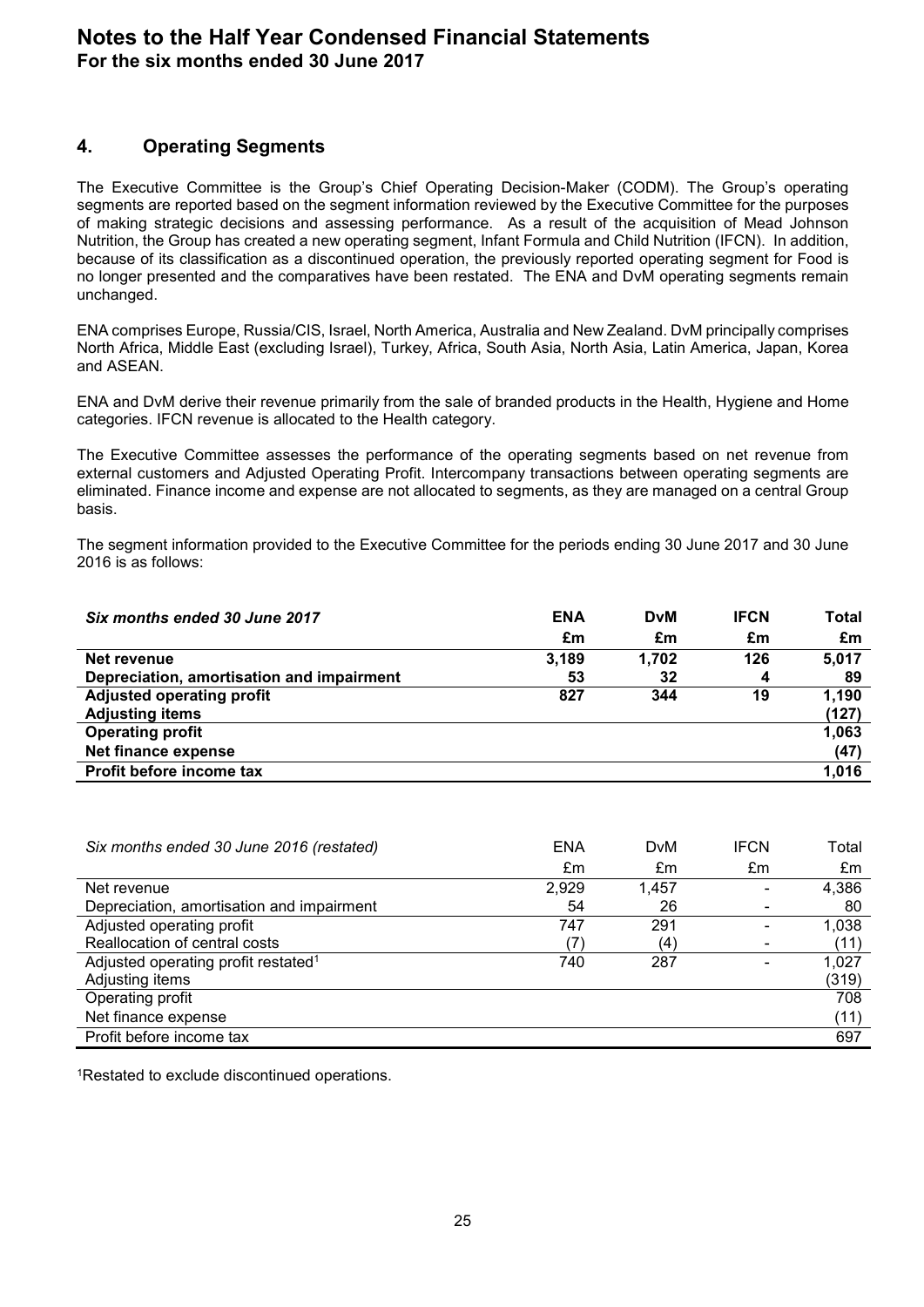# Notes to the Half Year Condensed Financial Statements
**For the six months ended 30 June 2017**

## 4. Operating Segments

The Executive Committee is the Group's Chief Operating Decision-Maker (CODM). The Group's operating segments are reported based on the segment information reviewed by the Executive Committee for the purposes of making strategic decisions and assessing performance. As a result of the acquisition of Mead Johnson Nutrition, the Group has created a new operating segment, Infant Formula and Child Nutrition (IFCN). In addition, because of its classification as a discontinued operation, the previously reported operating segment for Food is no longer presented and the comparatives have been restated. The ENA and DvM operating segments remain unchanged.

ENA comprises Europe, Russia/CIS, Israel, North America, Australia and New Zealand. DvM principally comprises North Africa, Middle East (excluding Israel), Turkey, Africa, South Asia, North Asia, Latin America, Japan, Korea and ASEAN.

ENA and DvM derive their revenue primarily from the sale of branded products in the Health, Hygiene and Home categories. IFCN revenue is allocated to the Health category.

The Executive Committee assesses the performance of the operating segments based on net revenue from external customers and Adjusted Operating Profit. Intercompany transactions between operating segments are eliminated. Finance income and expense are not allocated to segments, as they are managed on a central Group basis.

The segment information provided to the Executive Committee for the periods ending 30 June 2017 and 30 June 2016 is as follows:

| ***Six months ended 30 June 2017*** | **ENA** | **DvM** | **IFCN** | **Total** |
|---|---|---|---|---|
| | **£m** | **£m** | **£m** | **£m** |
| **Net revenue** | **3,189** | **1,702** | **126** | **5,017** |
| **Depreciation, amortisation and impairment** | **53** | **32** | **4** | **89** |
| **Adjusted operating profit** | **827** | **344** | **19** | **1,190** |
| **Adjusting items** | | | | **(127)** |
| **Operating profit** | | | | **1,063** |
| **Net finance expense** | | | | **(47)** |
| **Profit before income tax** | | | | **1,016** |

| *Six months ended 30 June 2016 (restated)* | ENA | DvM | IFCN | Total |
|---|---|---|---|---|
| | £m | £m | £m | £m |
| Net revenue | 2,929 | 1,457 | - | 4,386 |
| Depreciation, amortisation and impairment | 54 | 26 | - | 80 |
| Adjusted operating profit | 747 | 291 | - | 1,038 |
| Reallocation of central costs | (7) | (4) | - | (11) |
| Adjusted operating profit restated[1] | 740 | 287 | - | 1,027 |
| Adjusting items | | | | (319) |
| Operating profit | | | | 708 |
| Net finance expense | | | | (11) |
| Profit before income tax | | | | 697 |

[1]Restated to exclude discontinued operations.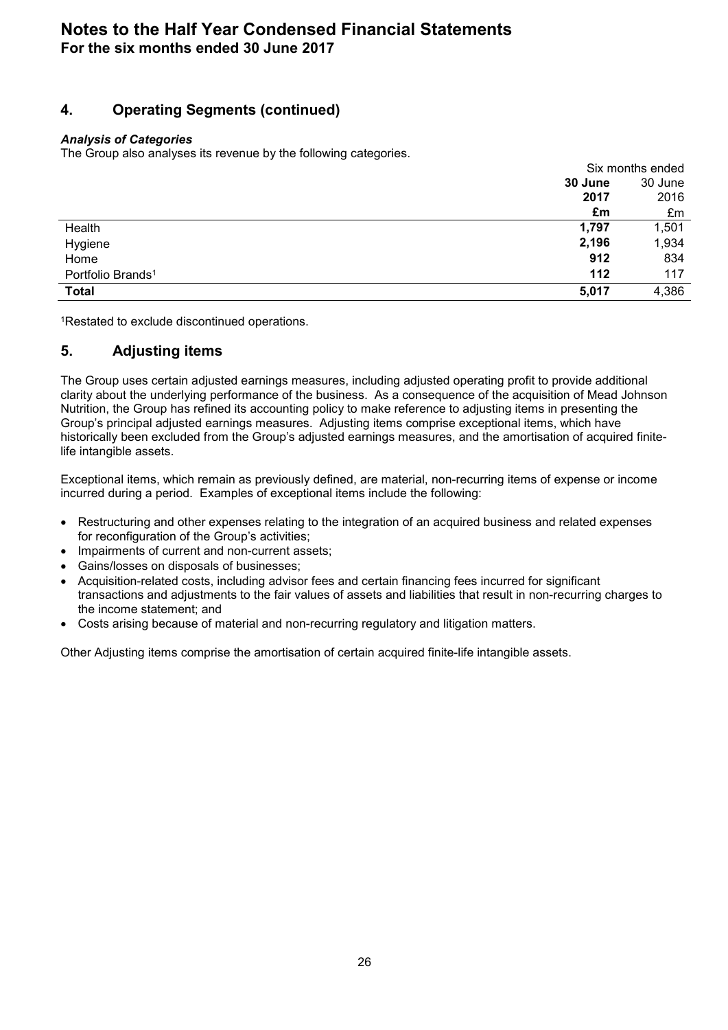# Notes to the Half Year Condensed Financial Statements

**For the six months ended 30 June 2017**

## 4. Operating Segments (continued)

***Analysis of Categories***

The Group also analyses its revenue by the following categories.

| | Six months ended | |
|---|---|---|
| | **30 June 2017** | 30 June 2016 |
| | **£m** | £m |
| Health | **1,797** | 1,501 |
| Hygiene | **2,196** | 1,934 |
| Home | **912** | 834 |
| Portfolio Brands[1] | **112** | 117 |
| **Total** | **5,017** | 4,386 |

[1]Restated to exclude discontinued operations.

## 5. Adjusting items

The Group uses certain adjusted earnings measures, including adjusted operating profit to provide additional clarity about the underlying performance of the business. As a consequence of the acquisition of Mead Johnson Nutrition, the Group has refined its accounting policy to make reference to adjusting items in presenting the Group's principal adjusted earnings measures. Adjusting items comprise exceptional items, which have historically been excluded from the Group's adjusted earnings measures, and the amortisation of acquired finite-life intangible assets.

Exceptional items, which remain as previously defined, are material, non-recurring items of expense or income incurred during a period. Examples of exceptional items include the following:

- Restructuring and other expenses relating to the integration of an acquired business and related expenses for reconfiguration of the Group's activities;
- Impairments of current and non-current assets;
- Gains/losses on disposals of businesses;
- Acquisition-related costs, including advisor fees and certain financing fees incurred for significant transactions and adjustments to the fair values of assets and liabilities that result in non-recurring charges to the income statement; and
- Costs arising because of material and non-recurring regulatory and litigation matters.

Other Adjusting items comprise the amortisation of certain acquired finite-life intangible assets.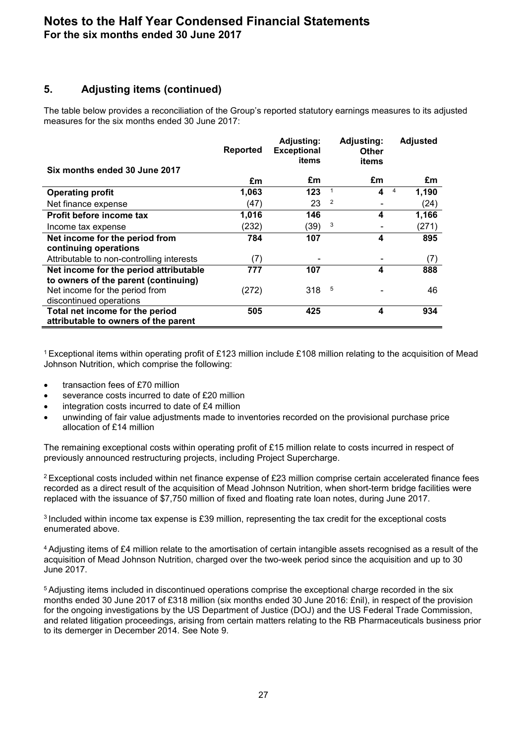# Notes to the Half Year Condensed Financial Statements

**For the six months ended 30 June 2017**

## 5. Adjusting items (continued)

The table below provides a reconciliation of the Group's reported statutory earnings measures to its adjusted measures for the six months ended 30 June 2017:

| Six months ended 30 June 2017 | Reported | Adjusting: Exceptional items | | Adjusting: Other items | | Adjusted |
|---|---|---|---|---|---|---|
| | £m | £m | | £m | | £m |
| **Operating profit** | **1,063** | **123** | 1 | **4** | 4 | **1,190** |
| Net finance expense | (47) | 23 | 2 | - | | (24) |
| **Profit before income tax** | **1,016** | **146** | | **4** | | **1,166** |
| Income tax expense | (232) | (39) | 3 | - | | (271) |
| **Net income for the period from continuing operations** | **784** | **107** | | **4** | | **895** |
| Attributable to non-controlling interests | (7) | - | | - | | (7) |
| **Net income for the period attributable to owners of the parent (continuing)** | **777** | **107** | | **4** | | **888** |
| Net income for the period from discontinued operations | (272) | 318 | 5 | - | | 46 |
| **Total net income for the period attributable to owners of the parent** | **505** | **425** | | **4** | | **934** |

[1] Exceptional items within operating profit of £123 million include £108 million relating to the acquisition of Mead Johnson Nutrition, which comprise the following:

- transaction fees of £70 million
- severance costs incurred to date of £20 million
- integration costs incurred to date of £4 million
- unwinding of fair value adjustments made to inventories recorded on the provisional purchase price allocation of £14 million

The remaining exceptional costs within operating profit of £15 million relate to costs incurred in respect of previously announced restructuring projects, including Project Supercharge.

[2] Exceptional costs included within net finance expense of £23 million comprise certain accelerated finance fees recorded as a direct result of the acquisition of Mead Johnson Nutrition, when short-term bridge facilities were replaced with the issuance of $7,750 million of fixed and floating rate loan notes, during June 2017.

[3] Included within income tax expense is £39 million, representing the tax credit for the exceptional costs enumerated above.

[4] Adjusting items of £4 million relate to the amortisation of certain intangible assets recognised as a result of the acquisition of Mead Johnson Nutrition, charged over the two-week period since the acquisition and up to 30 June 2017.

[5] Adjusting items included in discontinued operations comprise the exceptional charge recorded in the six months ended 30 June 2017 of £318 million (six months ended 30 June 2016: £nil), in respect of the provision for the ongoing investigations by the US Department of Justice (DOJ) and the US Federal Trade Commission, and related litigation proceedings, arising from certain matters relating to the RB Pharmaceuticals business prior to its demerger in December 2014. See Note 9.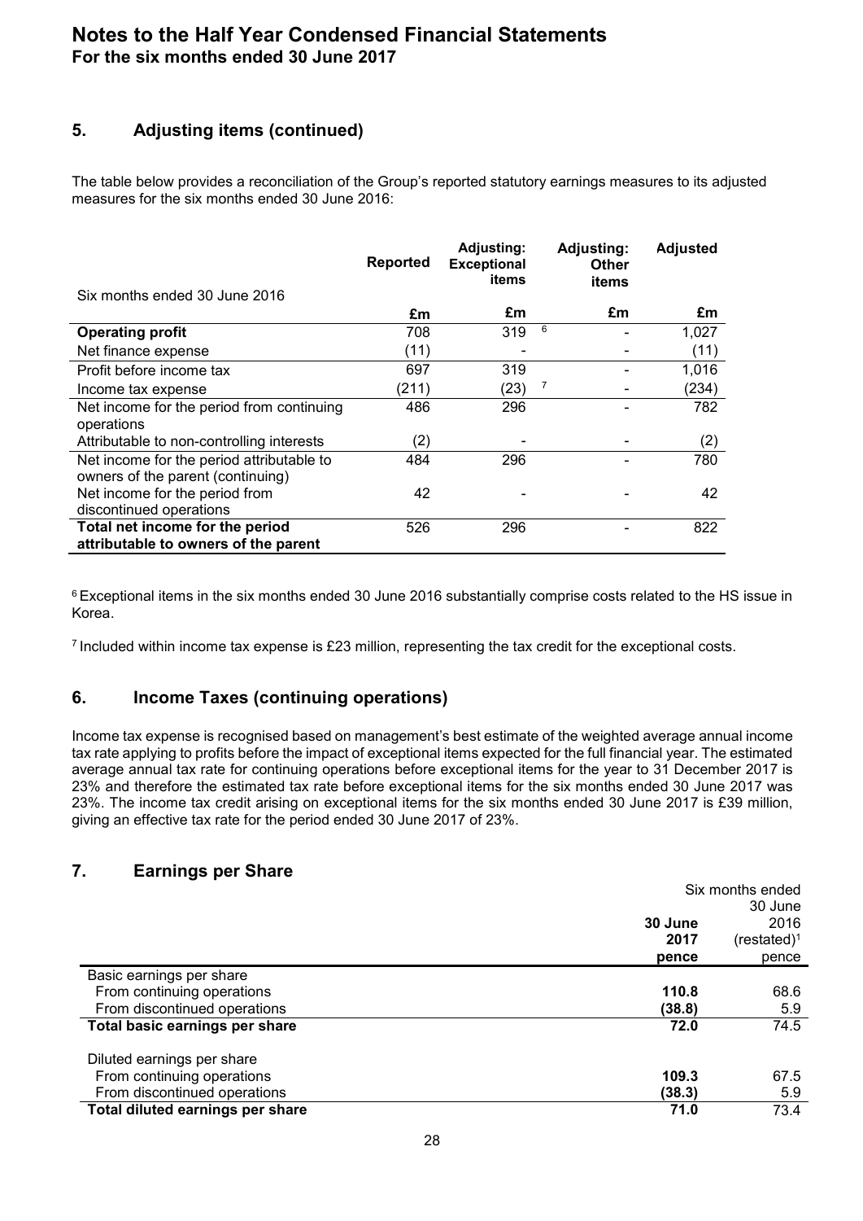# Notes to the Half Year Condensed Financial Statements
**For the six months ended 30 June 2017**

## 5. Adjusting items (continued)

The table below provides a reconciliation of the Group's reported statutory earnings measures to its adjusted measures for the six months ended 30 June 2016:

| Six months ended 30 June 2016 | Reported | Adjusting: Exceptional items | Adjusting: Other items | Adjusted |
|---|---|---|---|---|
| | £m | £m | £m | £m |
| **Operating profit** | 708 | 319 [6] | - | 1,027 |
| Net finance expense | (11) | - | - | (11) |
| Profit before income tax | 697 | 319 | - | 1,016 |
| Income tax expense | (211) | (23) [7] | - | (234) |
| Net income for the period from continuing operations | 486 | 296 | - | 782 |
| Attributable to non-controlling interests | (2) | - | - | (2) |
| Net income for the period attributable to owners of the parent (continuing) | 484 | 296 | - | 780 |
| Net income for the period from discontinued operations | 42 | - | - | 42 |
| **Total net income for the period attributable to owners of the parent** | 526 | 296 | - | 822 |

[6] Exceptional items in the six months ended 30 June 2016 substantially comprise costs related to the HS issue in Korea.

[7] Included within income tax expense is £23 million, representing the tax credit for the exceptional costs.

## 6. Income Taxes (continuing operations)

Income tax expense is recognised based on management's best estimate of the weighted average annual income tax rate applying to profits before the impact of exceptional items expected for the full financial year. The estimated average annual tax rate for continuing operations before exceptional items for the year to 31 December 2017 is 23% and therefore the estimated tax rate before exceptional items for the six months ended 30 June 2017 was 23%. The income tax credit arising on exceptional items for the six months ended 30 June 2017 is £39 million, giving an effective tax rate for the period ended 30 June 2017 of 23%.

## 7. Earnings per Share

| | Six months ended 30 June 2017 pence | Six months ended 30 June 2016 (restated)[1] pence |
|---|---|---|
| Basic earnings per share | | |
| From continuing operations | **110.8** | 68.6 |
| From discontinued operations | **(38.8)** | 5.9 |
| **Total basic earnings per share** | **72.0** | 74.5 |
| Diluted earnings per share | | |
| From continuing operations | **109.3** | 67.5 |
| From discontinued operations | **(38.3)** | 5.9 |
| **Total diluted earnings per share** | **71.0** | 73.4 |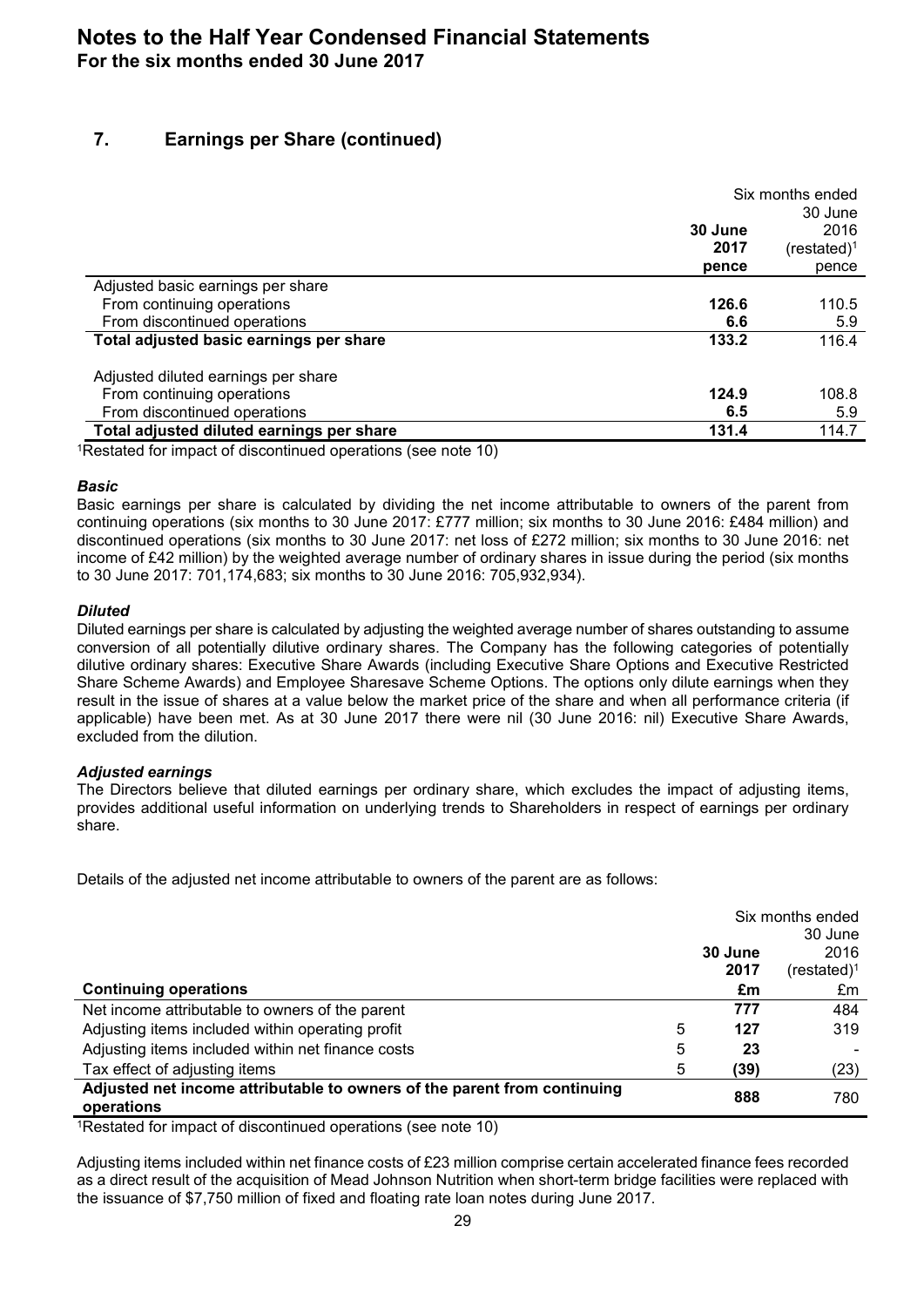# Notes to the Half Year Condensed Financial Statements

**For the six months ended 30 June 2017**

## 7. Earnings per Share (continued)

| | 30 June 2017 pence | Six months ended 30 June 2016 (restated)[1] pence |
|---|---|---|
| Adjusted basic earnings per share | | |
| From continuing operations | **126.6** | 110.5 |
| From discontinued operations | **6.6** | 5.9 |
| **Total adjusted basic earnings per share** | **133.2** | 116.4 |
| Adjusted diluted earnings per share | | |
| From continuing operations | **124.9** | 108.8 |
| From discontinued operations | **6.5** | 5.9 |
| **Total adjusted diluted earnings per share** | **131.4** | 114.7 |

[1]Restated for impact of discontinued operations (see note 10)

### *Basic*

Basic earnings per share is calculated by dividing the net income attributable to owners of the parent from continuing operations (six months to 30 June 2017: £777 million; six months to 30 June 2016: £484 million) and discontinued operations (six months to 30 June 2017: net loss of £272 million; six months to 30 June 2016: net income of £42 million) by the weighted average number of ordinary shares in issue during the period (six months to 30 June 2017: 701,174,683; six months to 30 June 2016: 705,932,934).

### *Diluted*

Diluted earnings per share is calculated by adjusting the weighted average number of shares outstanding to assume conversion of all potentially dilutive ordinary shares. The Company has the following categories of potentially dilutive ordinary shares: Executive Share Awards (including Executive Share Options and Executive Restricted Share Scheme Awards) and Employee Sharesave Scheme Options. The options only dilute earnings when they result in the issue of shares at a value below the market price of the share and when all performance criteria (if applicable) have been met. As at 30 June 2017 there were nil (30 June 2016: nil) Executive Share Awards, excluded from the dilution.

### *Adjusted earnings*

The Directors believe that diluted earnings per ordinary share, which excludes the impact of adjusting items, provides additional useful information on underlying trends to Shareholders in respect of earnings per ordinary share.

Details of the adjusted net income attributable to owners of the parent are as follows:

| **Continuing operations** | | 30 June 2017 £m | Six months ended 30 June 2016 (restated)[1] £m |
|---|---|---|---|
| Net income attributable to owners of the parent | | **777** | 484 |
| Adjusting items included within operating profit | 5 | **127** | 319 |
| Adjusting items included within net finance costs | 5 | **23** | - |
| Tax effect of adjusting items | 5 | **(39)** | (23) |
| **Adjusted net income attributable to owners of the parent from continuing operations** | | **888** | 780 |

[1]Restated for impact of discontinued operations (see note 10)

Adjusting items included within net finance costs of £23 million comprise certain accelerated finance fees recorded as a direct result of the acquisition of Mead Johnson Nutrition when short-term bridge facilities were replaced with the issuance of $7,750 million of fixed and floating rate loan notes during June 2017.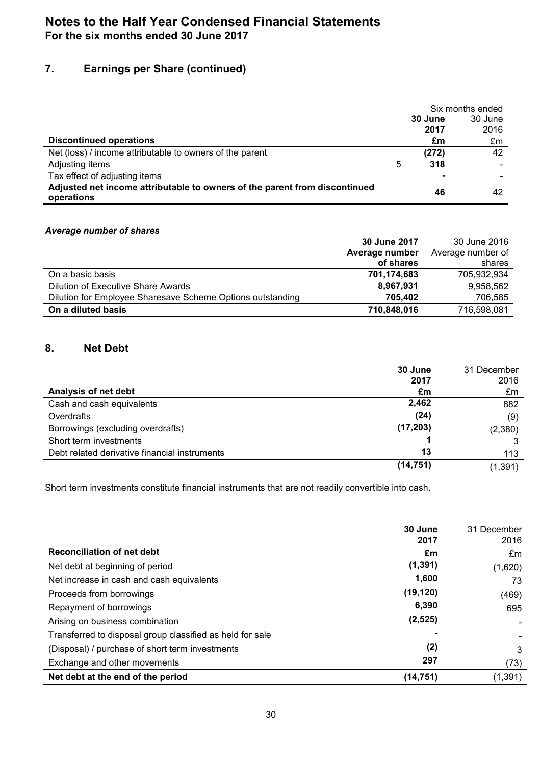# Notes to the Half Year Condensed Financial Statements

**For the six months ended 30 June 2017**

## 7. Earnings per Share (continued)

| | | Six months ended | |
|---|---|---|---|
| | | **30 June 2017** | 30 June 2016 |
| **Discontinued operations** | | **£m** | £m |
| Net (loss) / income attributable to owners of the parent | | **(272)** | 42 |
| Adjusting items | 5 | **318** | - |
| Tax effect of adjusting items | | **-** | - |
| **Adjusted net income attributable to owners of the parent from discontinued operations** | | **46** | 42 |

***Average number of shares***

| | **30 June 2017 Average number of shares** | 30 June 2016 Average number of shares |
|---|---|---|
| On a basic basis | **701,174,683** | 705,932,934 |
| Dilution of Executive Share Awards | **8,967,931** | 9,958,562 |
| Dilution for Employee Sharesave Scheme Options outstanding | **705,402** | 706,585 |
| **On a diluted basis** | **710,848,016** | 716,598,081 |

## 8. Net Debt

| | **30 June 2017** | 31 December 2016 |
|---|---|---|
| **Analysis of net debt** | **£m** | £m |
| Cash and cash equivalents | **2,462** | 882 |
| Overdrafts | **(24)** | (9) |
| Borrowings (excluding overdrafts) | **(17,203)** | (2,380) |
| Short term investments | **1** | 3 |
| Debt related derivative financial instruments | **13** | 113 |
| | **(14,751)** | (1,391) |

Short term investments constitute financial instruments that are not readily convertible into cash.

| | **30 June 2017** | 31 December 2016 |
|---|---|---|
| **Reconciliation of net debt** | **£m** | £m |
| Net debt at beginning of period | **(1,391)** | (1,620) |
| Net increase in cash and cash equivalents | **1,600** | 73 |
| Proceeds from borrowings | **(19,120)** | (469) |
| Repayment of borrowings | **6,390** | 695 |
| Arising on business combination | **(2,525)** | - |
| Transferred to disposal group classified as held for sale | **-** | - |
| (Disposal) / purchase of short term investments | **(2)** | 3 |
| Exchange and other movements | **297** | (73) |
| **Net debt at the end of the period** | **(14,751)** | (1,391) |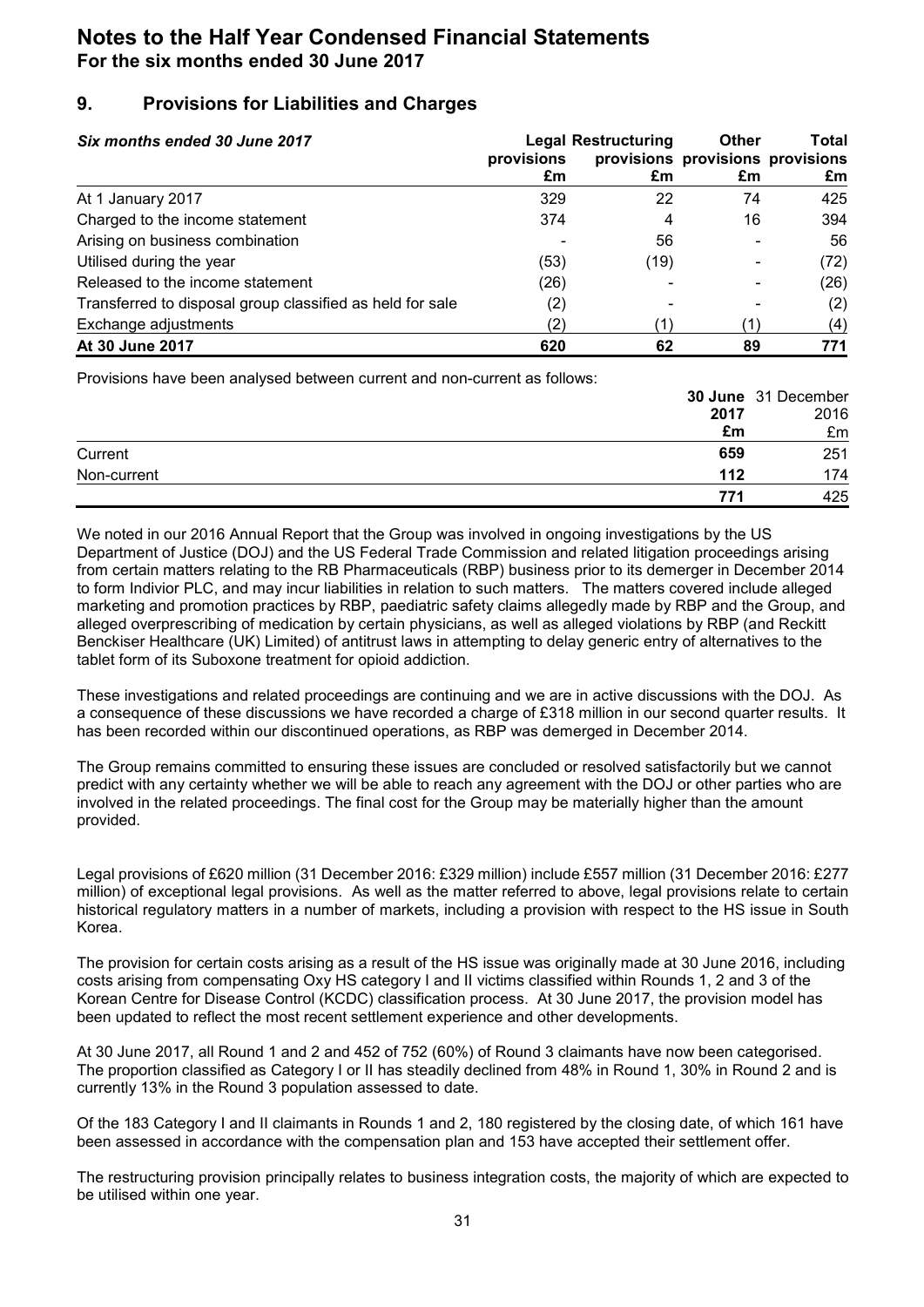# Notes to the Half Year Condensed Financial Statements

**For the six months ended 30 June 2017**

## 9. Provisions for Liabilities and Charges

| *Six months ended 30 June 2017* | Legal provisions £m | Restructuring provisions £m | Other provisions £m | Total provisions £m |
|---|---|---|---|---|
| At 1 January 2017 | 329 | 22 | 74 | 425 |
| Charged to the income statement | 374 | 4 | 16 | 394 |
| Arising on business combination | - | 56 | - | 56 |
| Utilised during the year | (53) | (19) | - | (72) |
| Released to the income statement | (26) | - | - | (26) |
| Transferred to disposal group classified as held for sale | (2) | - | - | (2) |
| Exchange adjustments | (2) | (1) | (1) | (4) |
| **At 30 June 2017** | **620** | **62** | **89** | **771** |

Provisions have been analysed between current and non-current as follows:

| | **30 June 2017 £m** | 31 December 2016 £m |
|---|---|---|
| Current | **659** | 251 |
| Non-current | **112** | 174 |
| | **771** | 425 |

We noted in our 2016 Annual Report that the Group was involved in ongoing investigations by the US Department of Justice (DOJ) and the US Federal Trade Commission and related litigation proceedings arising from certain matters relating to the RB Pharmaceuticals (RBP) business prior to its demerger in December 2014 to form Indivior PLC, and may incur liabilities in relation to such matters. The matters covered include alleged marketing and promotion practices by RBP, paediatric safety claims allegedly made by RBP and the Group, and alleged overprescribing of medication by certain physicians, as well as alleged violations by RBP (and Reckitt Benckiser Healthcare (UK) Limited) of antitrust laws in attempting to delay generic entry of alternatives to the tablet form of its Suboxone treatment for opioid addiction.

These investigations and related proceedings are continuing and we are in active discussions with the DOJ. As a consequence of these discussions we have recorded a charge of £318 million in our second quarter results. It has been recorded within our discontinued operations, as RBP was demerged in December 2014.

The Group remains committed to ensuring these issues are concluded or resolved satisfactorily but we cannot predict with any certainty whether we will be able to reach any agreement with the DOJ or other parties who are involved in the related proceedings. The final cost for the Group may be materially higher than the amount provided.

Legal provisions of £620 million (31 December 2016: £329 million) include £557 million (31 December 2016: £277 million) of exceptional legal provisions. As well as the matter referred to above, legal provisions relate to certain historical regulatory matters in a number of markets, including a provision with respect to the HS issue in South Korea.

The provision for certain costs arising as a result of the HS issue was originally made at 30 June 2016, including costs arising from compensating Oxy HS category I and II victims classified within Rounds 1, 2 and 3 of the Korean Centre for Disease Control (KCDC) classification process. At 30 June 2017, the provision model has been updated to reflect the most recent settlement experience and other developments.

At 30 June 2017, all Round 1 and 2 and 452 of 752 (60%) of Round 3 claimants have now been categorised. The proportion classified as Category I or II has steadily declined from 48% in Round 1, 30% in Round 2 and is currently 13% in the Round 3 population assessed to date.

Of the 183 Category I and II claimants in Rounds 1 and 2, 180 registered by the closing date, of which 161 have been assessed in accordance with the compensation plan and 153 have accepted their settlement offer.

The restructuring provision principally relates to business integration costs, the majority of which are expected to be utilised within one year.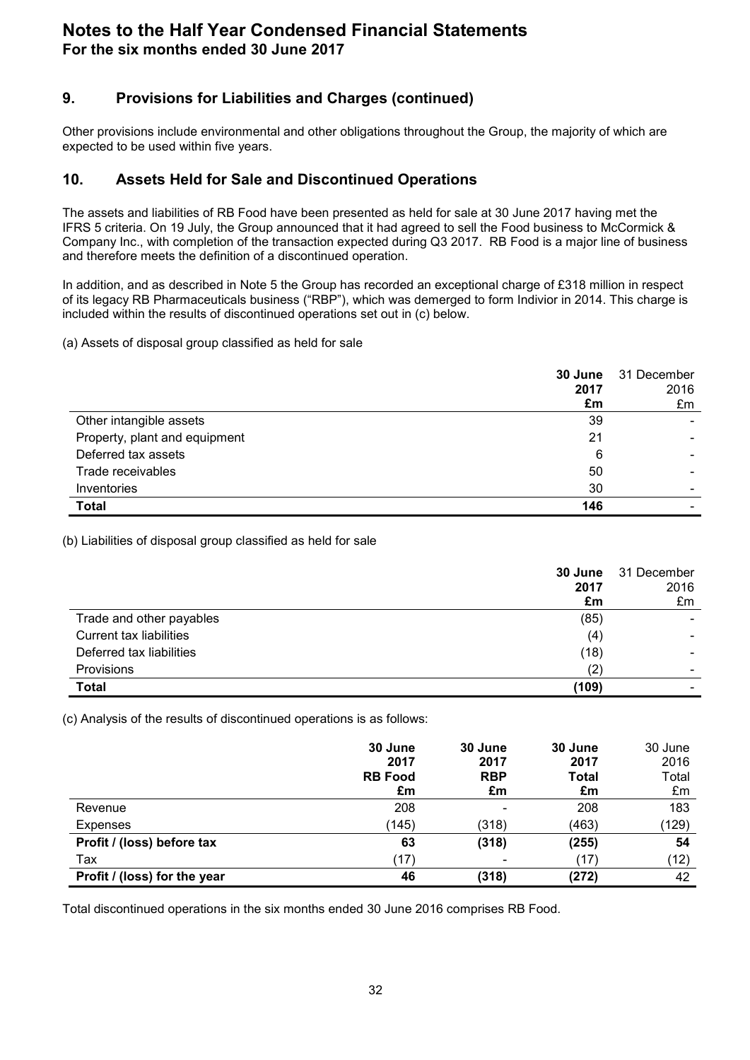# Notes to the Half Year Condensed Financial Statements
**For the six months ended 30 June 2017**

## 9. Provisions for Liabilities and Charges (continued)

Other provisions include environmental and other obligations throughout the Group, the majority of which are expected to be used within five years.

## 10. Assets Held for Sale and Discontinued Operations

The assets and liabilities of RB Food have been presented as held for sale at 30 June 2017 having met the IFRS 5 criteria. On 19 July, the Group announced that it had agreed to sell the Food business to McCormick & Company Inc., with completion of the transaction expected during Q3 2017. RB Food is a major line of business and therefore meets the definition of a discontinued operation.

In addition, and as described in Note 5 the Group has recorded an exceptional charge of £318 million in respect of its legacy RB Pharmaceuticals business ("RBP"), which was demerged to form Indivior in 2014. This charge is included within the results of discontinued operations set out in (c) below.

(a) Assets of disposal group classified as held for sale

| | **30 June 2017 £m** | 31 December 2016 £m |
|---|---|---|
| Other intangible assets | 39 | - |
| Property, plant and equipment | 21 | - |
| Deferred tax assets | 6 | - |
| Trade receivables | 50 | - |
| Inventories | 30 | - |
| **Total** | **146** | - |

(b) Liabilities of disposal group classified as held for sale

| | **30 June 2017 £m** | 31 December 2016 £m |
|---|---|---|
| Trade and other payables | (85) | - |
| Current tax liabilities | (4) | - |
| Deferred tax liabilities | (18) | - |
| Provisions | (2) | - |
| **Total** | **(109)** | - |

(c) Analysis of the results of discontinued operations is as follows:

| | **30 June 2017 RB Food £m** | **30 June 2017 RBP £m** | **30 June 2017 Total £m** | 30 June 2016 Total £m |
|---|---|---|---|---|
| Revenue | 208 | - | 208 | 183 |
| Expenses | (145) | (318) | (463) | (129) |
| **Profit / (loss) before tax** | **63** | **(318)** | **(255)** | **54** |
| Tax | (17) | - | (17) | (12) |
| **Profit / (loss) for the year** | **46** | **(318)** | **(272)** | 42 |

Total discontinued operations in the six months ended 30 June 2016 comprises RB Food.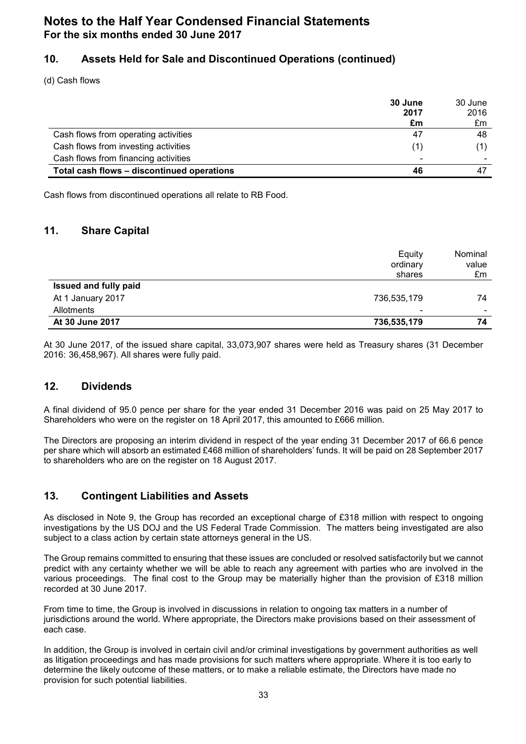## 10. Assets Held for Sale and Discontinued Operations (continued)

(d) Cash flows

| | **30 June 2017 £m** | 30 June 2016 £m |
|---|---|---|
| Cash flows from operating activities | 47 | 48 |
| Cash flows from investing activities | (1) | (1) |
| Cash flows from financing activities | - | - |
| **Total cash flows – discontinued operations** | **46** | 47 |

Cash flows from discontinued operations all relate to RB Food.

## 11. Share Capital

| | Equity ordinary shares | Nominal value £m |
|---|---|---|
| **Issued and fully paid** | | |
| At 1 January 2017 | 736,535,179 | 74 |
| Allotments | - | - |
| **At 30 June 2017** | **736,535,179** | **74** |

At 30 June 2017, of the issued share capital, 33,073,907 shares were held as Treasury shares (31 December 2016: 36,458,967). All shares were fully paid.

## 12. Dividends

A final dividend of 95.0 pence per share for the year ended 31 December 2016 was paid on 25 May 2017 to Shareholders who were on the register on 18 April 2017, this amounted to £666 million.

The Directors are proposing an interim dividend in respect of the year ending 31 December 2017 of 66.6 pence per share which will absorb an estimated £468 million of shareholders' funds. It will be paid on 28 September 2017 to shareholders who are on the register on 18 August 2017.

## 13. Contingent Liabilities and Assets

As disclosed in Note 9, the Group has recorded an exceptional charge of £318 million with respect to ongoing investigations by the US DOJ and the US Federal Trade Commission. The matters being investigated are also subject to a class action by certain state attorneys general in the US.

The Group remains committed to ensuring that these issues are concluded or resolved satisfactorily but we cannot predict with any certainty whether we will be able to reach any agreement with parties who are involved in the various proceedings. The final cost to the Group may be materially higher than the provision of £318 million recorded at 30 June 2017.

From time to time, the Group is involved in discussions in relation to ongoing tax matters in a number of jurisdictions around the world. Where appropriate, the Directors make provisions based on their assessment of each case.

In addition, the Group is involved in certain civil and/or criminal investigations by government authorities as well as litigation proceedings and has made provisions for such matters where appropriate. Where it is too early to determine the likely outcome of these matters, or to make a reliable estimate, the Directors have made no provision for such potential liabilities.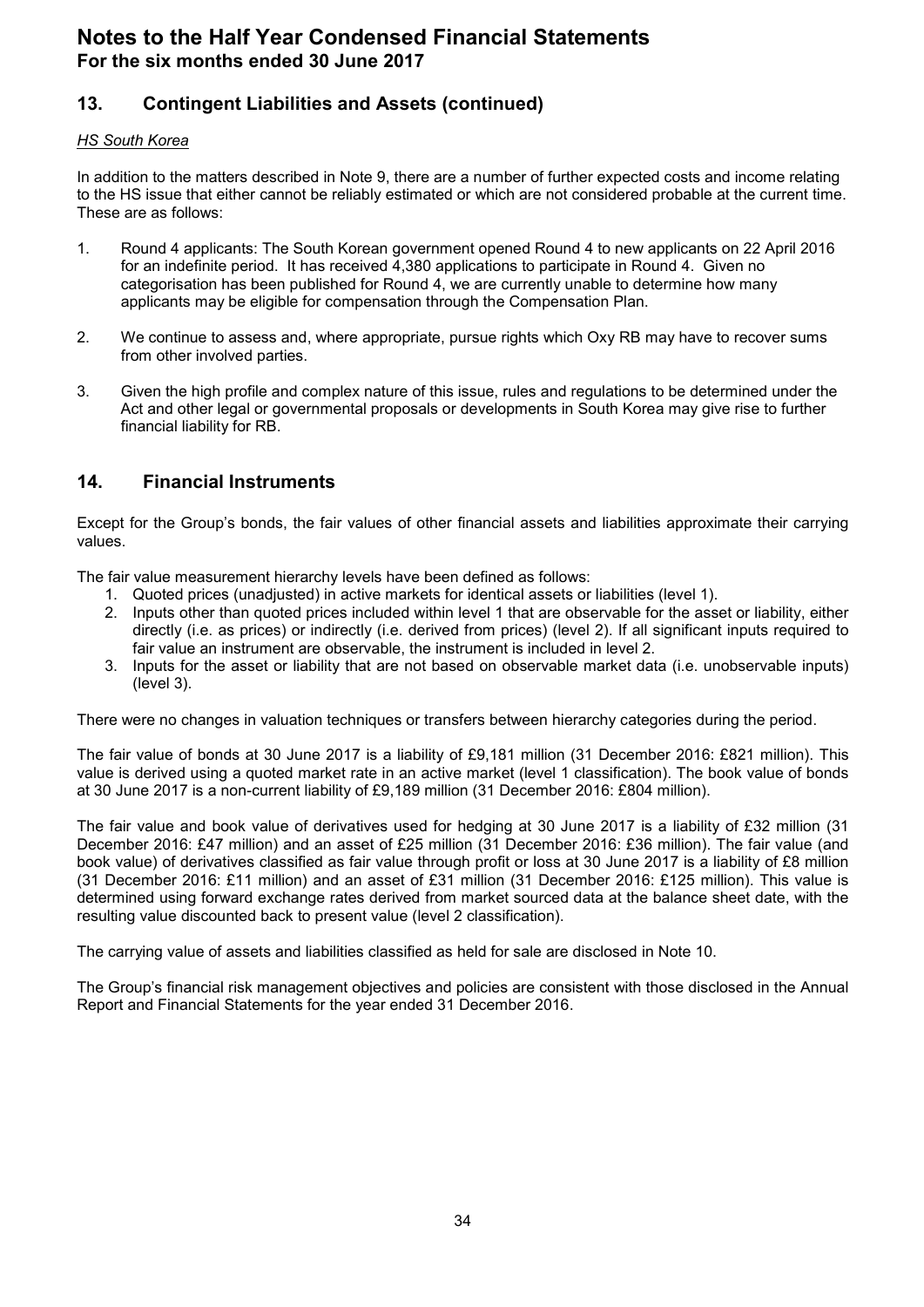# Notes to the Half Year Condensed Financial Statements

**For the six months ended 30 June 2017**

## 13. Contingent Liabilities and Assets (continued)

*HS South Korea*

In addition to the matters described in Note 9, there are a number of further expected costs and income relating to the HS issue that either cannot be reliably estimated or which are not considered probable at the current time. These are as follows:

1. Round 4 applicants: The South Korean government opened Round 4 to new applicants on 22 April 2016 for an indefinite period. It has received 4,380 applications to participate in Round 4. Given no categorisation has been published for Round 4, we are currently unable to determine how many applicants may be eligible for compensation through the Compensation Plan.

2. We continue to assess and, where appropriate, pursue rights which Oxy RB may have to recover sums from other involved parties.

3. Given the high profile and complex nature of this issue, rules and regulations to be determined under the Act and other legal or governmental proposals or developments in South Korea may give rise to further financial liability for RB.

## 14. Financial Instruments

Except for the Group's bonds, the fair values of other financial assets and liabilities approximate their carrying values.

The fair value measurement hierarchy levels have been defined as follows:

1. Quoted prices (unadjusted) in active markets for identical assets or liabilities (level 1).
2. Inputs other than quoted prices included within level 1 that are observable for the asset or liability, either directly (i.e. as prices) or indirectly (i.e. derived from prices) (level 2). If all significant inputs required to fair value an instrument are observable, the instrument is included in level 2.
3. Inputs for the asset or liability that are not based on observable market data (i.e. unobservable inputs) (level 3).

There were no changes in valuation techniques or transfers between hierarchy categories during the period.

The fair value of bonds at 30 June 2017 is a liability of £9,181 million (31 December 2016: £821 million). This value is derived using a quoted market rate in an active market (level 1 classification). The book value of bonds at 30 June 2017 is a non-current liability of £9,189 million (31 December 2016: £804 million).

The fair value and book value of derivatives used for hedging at 30 June 2017 is a liability of £32 million (31 December 2016: £47 million) and an asset of £25 million (31 December 2016: £36 million). The fair value (and book value) of derivatives classified as fair value through profit or loss at 30 June 2017 is a liability of £8 million (31 December 2016: £11 million) and an asset of £31 million (31 December 2016: £125 million). This value is determined using forward exchange rates derived from market sourced data at the balance sheet date, with the resulting value discounted back to present value (level 2 classification).

The carrying value of assets and liabilities classified as held for sale are disclosed in Note 10.

The Group's financial risk management objectives and policies are consistent with those disclosed in the Annual Report and Financial Statements for the year ended 31 December 2016.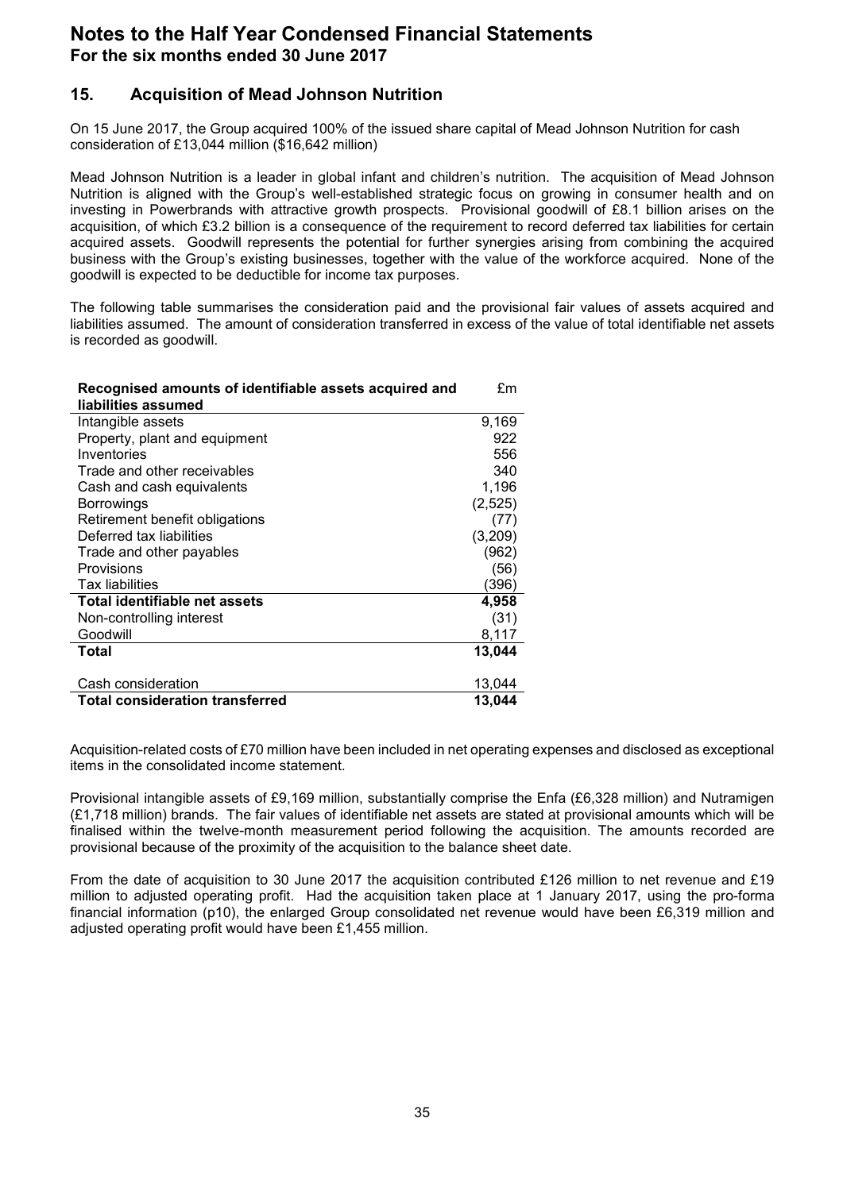# Notes to the Half Year Condensed Financial Statements

**For the six months ended 30 June 2017**

## 15. Acquisition of Mead Johnson Nutrition

On 15 June 2017, the Group acquired 100% of the issued share capital of Mead Johnson Nutrition for cash consideration of £13,044 million ($16,642 million)

Mead Johnson Nutrition is a leader in global infant and children's nutrition. The acquisition of Mead Johnson Nutrition is aligned with the Group's well-established strategic focus on growing in consumer health and on investing in Powerbrands with attractive growth prospects. Provisional goodwill of £8.1 billion arises on the acquisition, of which £3.2 billion is a consequence of the requirement to record deferred tax liabilities for certain acquired assets. Goodwill represents the potential for further synergies arising from combining the acquired business with the Group's existing businesses, together with the value of the workforce acquired. None of the goodwill is expected to be deductible for income tax purposes.

The following table summarises the consideration paid and the provisional fair values of assets acquired and liabilities assumed. The amount of consideration transferred in excess of the value of total identifiable net assets is recorded as goodwill.

| **Recognised amounts of identifiable assets acquired and liabilities assumed** | £m |
|---|---|
| Intangible assets | 9,169 |
| Property, plant and equipment | 922 |
| Inventories | 556 |
| Trade and other receivables | 340 |
| Cash and cash equivalents | 1,196 |
| Borrowings | (2,525) |
| Retirement benefit obligations | (77) |
| Deferred tax liabilities | (3,209) |
| Trade and other payables | (962) |
| Provisions | (56) |
| Tax liabilities | (396) |
| **Total identifiable net assets** | **4,958** |
| Non-controlling interest | (31) |
| Goodwill | 8,117 |
| **Total** | **13,044** |
| | |
| Cash consideration | 13,044 |
| **Total consideration transferred** | **13,044** |

Acquisition-related costs of £70 million have been included in net operating expenses and disclosed as exceptional items in the consolidated income statement.

Provisional intangible assets of £9,169 million, substantially comprise the Enfa (£6,328 million) and Nutramigen (£1,718 million) brands. The fair values of identifiable net assets are stated at provisional amounts which will be finalised within the twelve-month measurement period following the acquisition. The amounts recorded are provisional because of the proximity of the acquisition to the balance sheet date.

From the date of acquisition to 30 June 2017 the acquisition contributed £126 million to net revenue and £19 million to adjusted operating profit. Had the acquisition taken place at 1 January 2017, using the pro-forma financial information (p10), the enlarged Group consolidated net revenue would have been £6,319 million and adjusted operating profit would have been £1,455 million.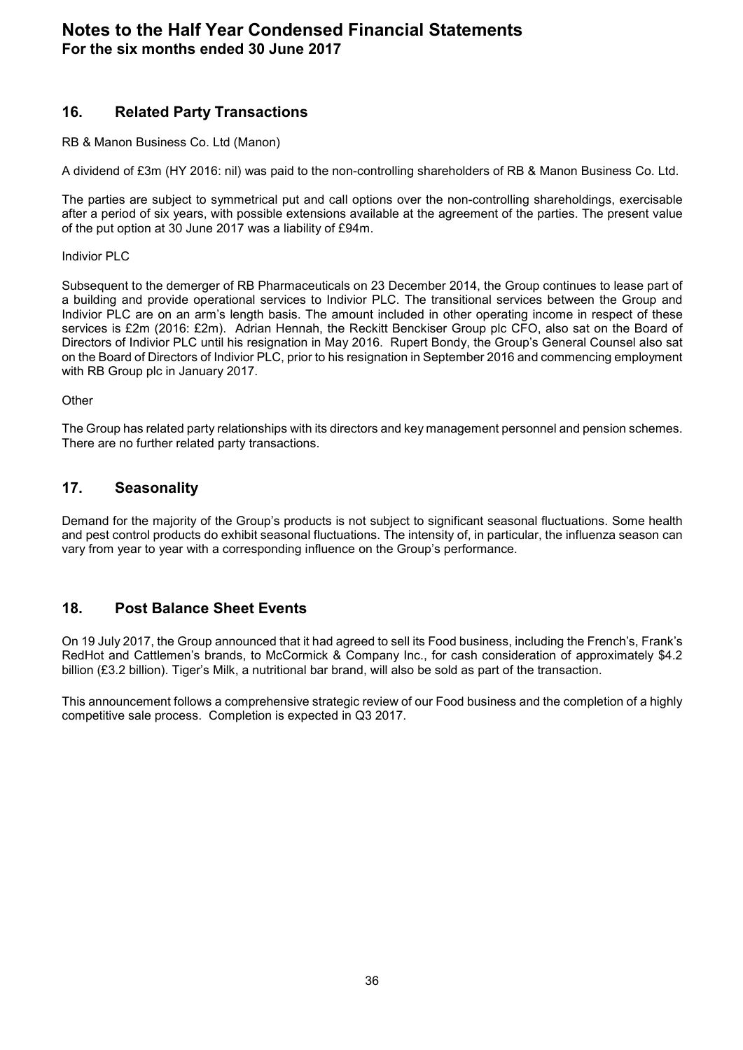# Notes to the Half Year Condensed Financial Statements
**For the six months ended 30 June 2017**

## 16. Related Party Transactions

RB & Manon Business Co. Ltd (Manon)

A dividend of £3m (HY 2016: nil) was paid to the non-controlling shareholders of RB & Manon Business Co. Ltd.

The parties are subject to symmetrical put and call options over the non-controlling shareholdings, exercisable after a period of six years, with possible extensions available at the agreement of the parties. The present value of the put option at 30 June 2017 was a liability of £94m.

Indivior PLC

Subsequent to the demerger of RB Pharmaceuticals on 23 December 2014, the Group continues to lease part of a building and provide operational services to Indivior PLC. The transitional services between the Group and Indivior PLC are on an arm's length basis. The amount included in other operating income in respect of these services is £2m (2016: £2m). Adrian Hennah, the Reckitt Benckiser Group plc CFO, also sat on the Board of Directors of Indivior PLC until his resignation in May 2016. Rupert Bondy, the Group's General Counsel also sat on the Board of Directors of Indivior PLC, prior to his resignation in September 2016 and commencing employment with RB Group plc in January 2017.

Other

The Group has related party relationships with its directors and key management personnel and pension schemes. There are no further related party transactions.

## 17. Seasonality

Demand for the majority of the Group's products is not subject to significant seasonal fluctuations. Some health and pest control products do exhibit seasonal fluctuations. The intensity of, in particular, the influenza season can vary from year to year with a corresponding influence on the Group's performance.

## 18. Post Balance Sheet Events

On 19 July 2017, the Group announced that it had agreed to sell its Food business, including the French's, Frank's RedHot and Cattlemen's brands, to McCormick & Company Inc., for cash consideration of approximately $4.2 billion (£3.2 billion). Tiger's Milk, a nutritional bar brand, will also be sold as part of the transaction.

This announcement follows a comprehensive strategic review of our Food business and the completion of a highly competitive sale process. Completion is expected in Q3 2017.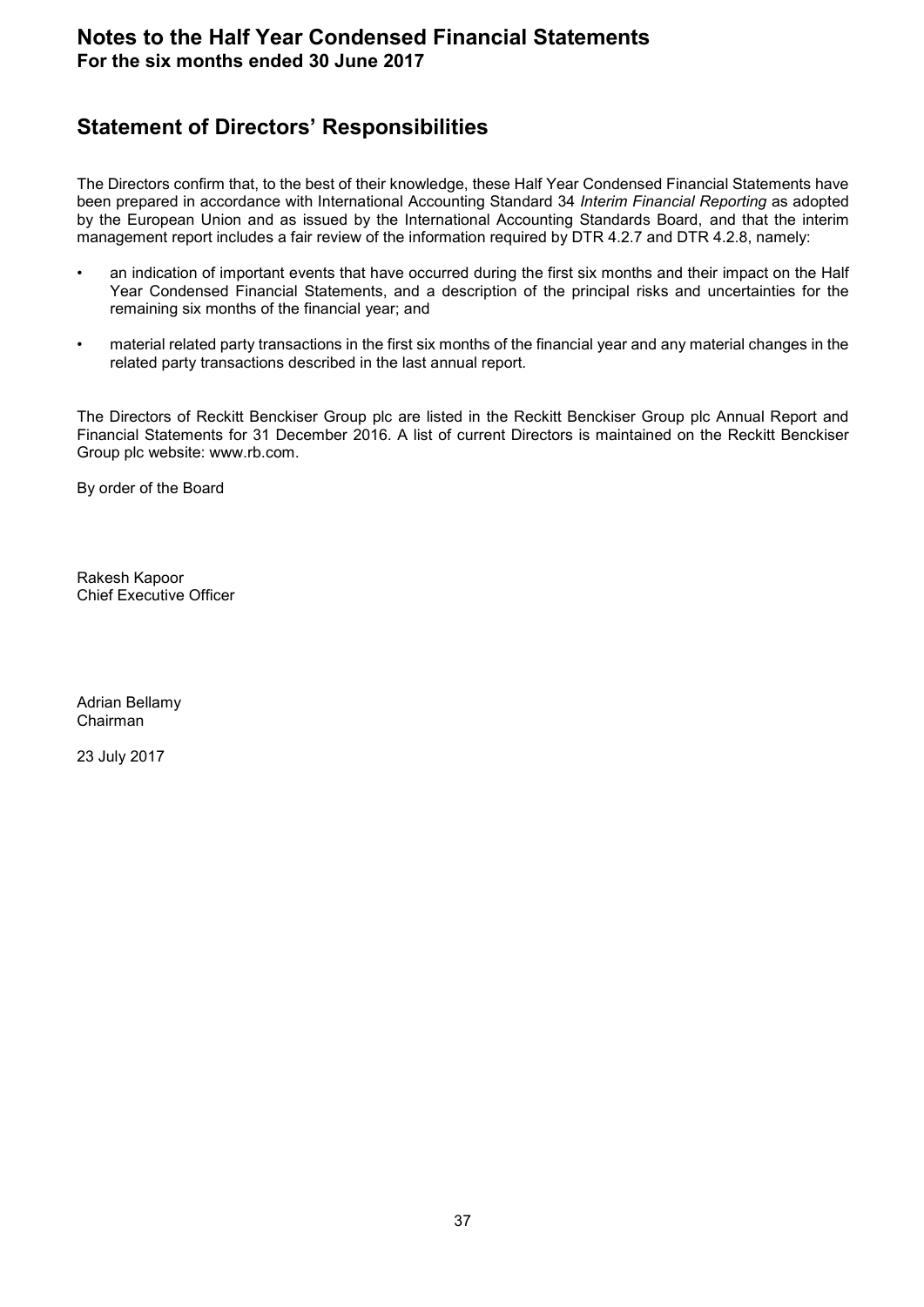# Notes to the Half Year Condensed Financial Statements

**For the six months ended 30 June 2017**

## Statement of Directors' Responsibilities

The Directors confirm that, to the best of their knowledge, these Half Year Condensed Financial Statements have been prepared in accordance with International Accounting Standard 34 *Interim Financial Reporting* as adopted by the European Union and as issued by the International Accounting Standards Board, and that the interim management report includes a fair review of the information required by DTR 4.2.7 and DTR 4.2.8, namely:

- an indication of important events that have occurred during the first six months and their impact on the Half Year Condensed Financial Statements, and a description of the principal risks and uncertainties for the remaining six months of the financial year; and
- material related party transactions in the first six months of the financial year and any material changes in the related party transactions described in the last annual report.

The Directors of Reckitt Benckiser Group plc are listed in the Reckitt Benckiser Group plc Annual Report and Financial Statements for 31 December 2016. A list of current Directors is maintained on the Reckitt Benckiser Group plc website: www.rb.com.

By order of the Board

Rakesh Kapoor
Chief Executive Officer

Adrian Bellamy
Chairman

23 July 2017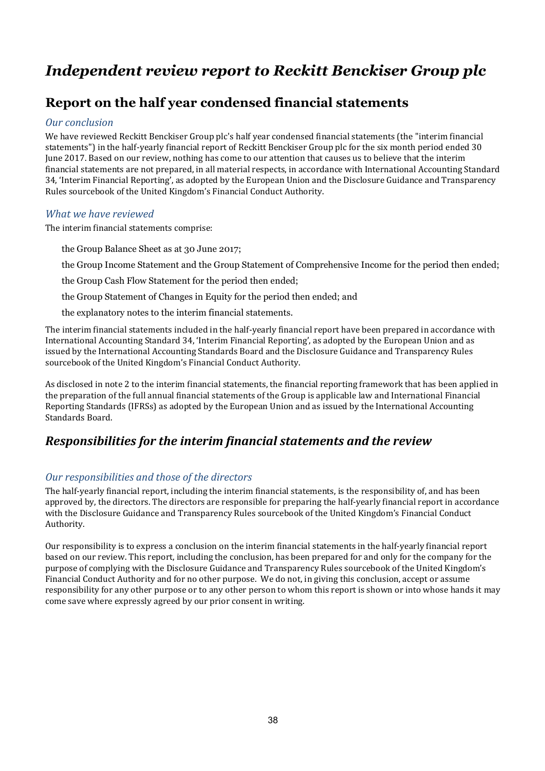# *Independent review report to Reckitt Benckiser Group plc*

## Report on the half year condensed financial statements

### *Our conclusion*

We have reviewed Reckitt Benckiser Group plc's half year condensed financial statements (the "interim financial statements") in the half-yearly financial report of Reckitt Benckiser Group plc for the six month period ended 30 June 2017. Based on our review, nothing has come to our attention that causes us to believe that the interim financial statements are not prepared, in all material respects, in accordance with International Accounting Standard 34, 'Interim Financial Reporting', as adopted by the European Union and the Disclosure Guidance and Transparency Rules sourcebook of the United Kingdom's Financial Conduct Authority.

### *What we have reviewed*

The interim financial statements comprise:

- the Group Balance Sheet as at 30 June 2017;
- the Group Income Statement and the Group Statement of Comprehensive Income for the period then ended;
- the Group Cash Flow Statement for the period then ended;
- the Group Statement of Changes in Equity for the period then ended; and
- the explanatory notes to the interim financial statements.

The interim financial statements included in the half-yearly financial report have been prepared in accordance with International Accounting Standard 34, 'Interim Financial Reporting', as adopted by the European Union and as issued by the International Accounting Standards Board and the Disclosure Guidance and Transparency Rules sourcebook of the United Kingdom's Financial Conduct Authority.

As disclosed in note 2 to the interim financial statements, the financial reporting framework that has been applied in the preparation of the full annual financial statements of the Group is applicable law and International Financial Reporting Standards (IFRSs) as adopted by the European Union and as issued by the International Accounting Standards Board.

## *Responsibilities for the interim financial statements and the review*

### *Our responsibilities and those of the directors*

The half-yearly financial report, including the interim financial statements, is the responsibility of, and has been approved by, the directors. The directors are responsible for preparing the half-yearly financial report in accordance with the Disclosure Guidance and Transparency Rules sourcebook of the United Kingdom's Financial Conduct Authority.

Our responsibility is to express a conclusion on the interim financial statements in the half-yearly financial report based on our review. This report, including the conclusion, has been prepared for and only for the company for the purpose of complying with the Disclosure Guidance and Transparency Rules sourcebook of the United Kingdom's Financial Conduct Authority and for no other purpose. We do not, in giving this conclusion, accept or assume responsibility for any other purpose or to any other person to whom this report is shown or into whose hands it may come save where expressly agreed by our prior consent in writing.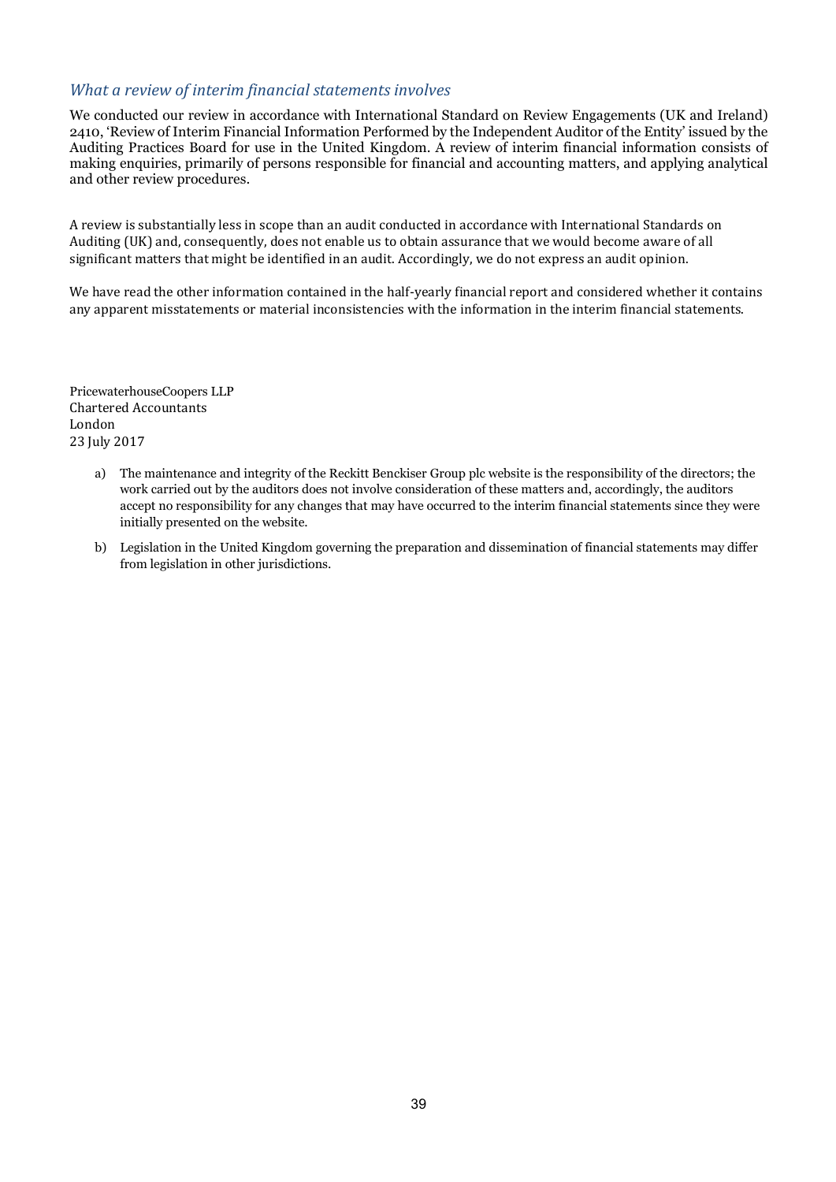### *What a review of interim financial statements involves*

We conducted our review in accordance with International Standard on Review Engagements (UK and Ireland) 2410, 'Review of Interim Financial Information Performed by the Independent Auditor of the Entity' issued by the Auditing Practices Board for use in the United Kingdom. A review of interim financial information consists of making enquiries, primarily of persons responsible for financial and accounting matters, and applying analytical and other review procedures.

A review is substantially less in scope than an audit conducted in accordance with International Standards on Auditing (UK) and, consequently, does not enable us to obtain assurance that we would become aware of all significant matters that might be identified in an audit. Accordingly, we do not express an audit opinion.

We have read the other information contained in the half-yearly financial report and considered whether it contains any apparent misstatements or material inconsistencies with the information in the interim financial statements.

PricewaterhouseCoopers LLP
Chartered Accountants
London
23 July 2017

a) The maintenance and integrity of the Reckitt Benckiser Group plc website is the responsibility of the directors; the work carried out by the auditors does not involve consideration of these matters and, accordingly, the auditors accept no responsibility for any changes that may have occurred to the interim financial statements since they were initially presented on the website.

b) Legislation in the United Kingdom governing the preparation and dissemination of financial statements may differ from legislation in other jurisdictions.